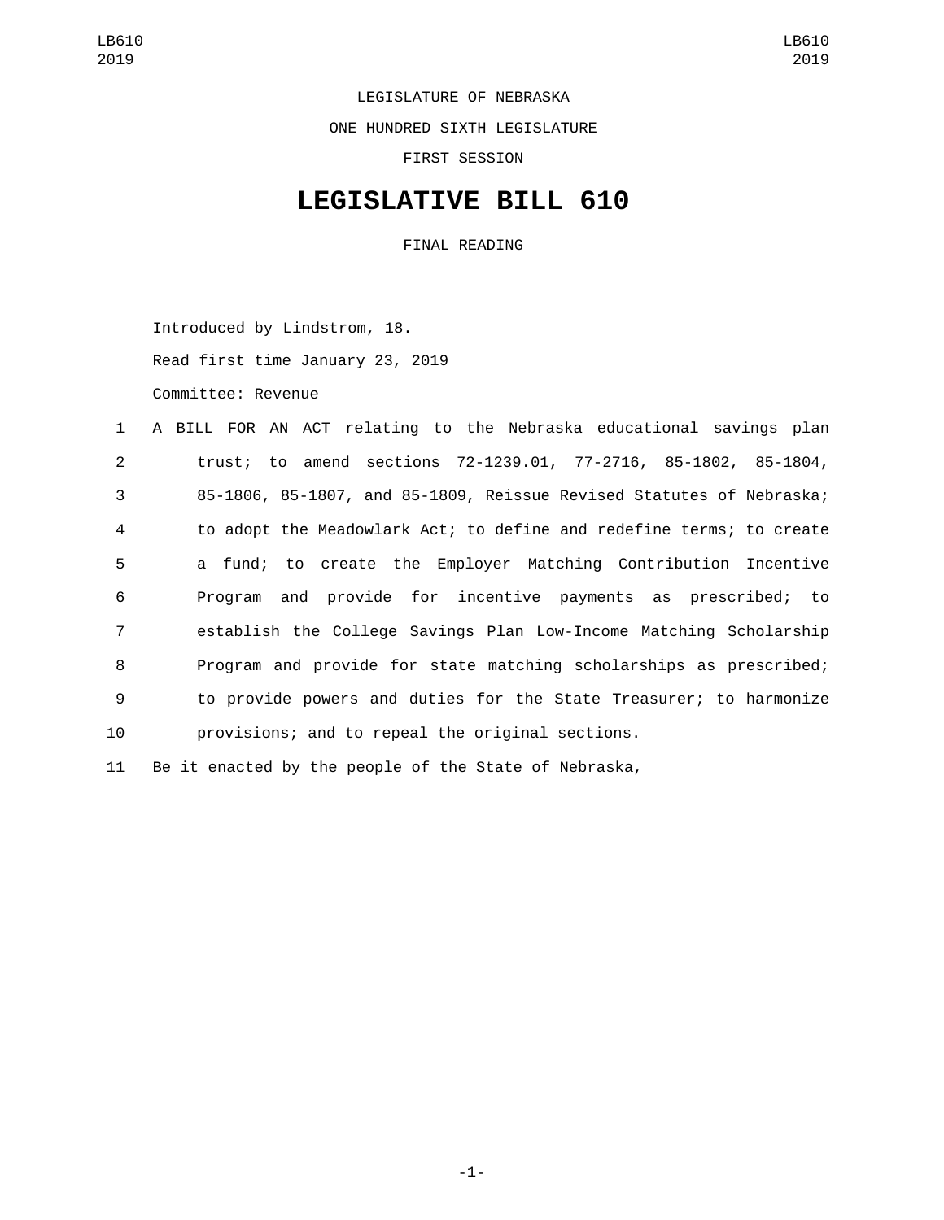LEGISLATURE OF NEBRASKA

ONE HUNDRED SIXTH LEGISLATURE

FIRST SESSION

# LEGISLATIVE BILL 610

FINAL READING

Introduced by Lindstrom, 18.

Read first time January 23, 2019

Committee: Revenue

A BILL FOR AN ACT relating to the Nebraska educational savings plan trust; to amend sections 72-1239.01, 77-2716, 85-1802, 85-1804, 85-1806, 85-1807, and 85-1809, Reissue Revised Statutes of Nebraska; to adopt the Meadowlark Act; to define and redefine terms; to create a fund; to create the Employer Matching Contribution Incentive Program and provide for incentive payments as prescribed; to establish the College Savings Plan Low-Income Matching Scholarship Program and provide for state matching scholarships as prescribed; to provide powers and duties for the State Treasurer; to harmonize provisions; and to repeal the original sections.

Be it enacted by the people of the State of Nebraska,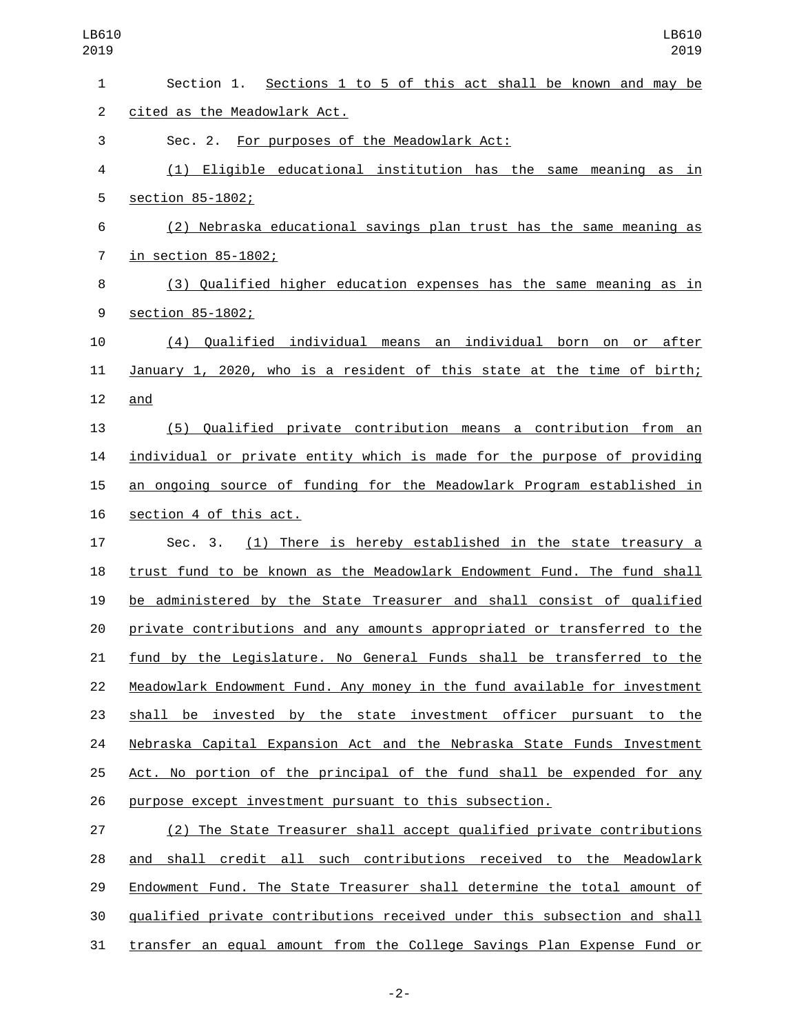Section 1. Sections 1 to 5 of this act shall be known and may be cited as the Meadowlark Act.

Sec. 2. For purposes of the Meadowlark Act:

(1) Eligible educational institution has the same meaning as in section 85-1802;

(2) Nebraska educational savings plan trust has the same meaning as in section 85-1802;

(3) Qualified higher education expenses has the same meaning as in section 85-1802;

(4) Qualified individual means an individual born on or after January 1, 2020, who is a resident of this state at the time of birth; and

(5) Qualified private contribution means a contribution from an individual or private entity which is made for the purpose of providing an ongoing source of funding for the Meadowlark Program established in section 4 of this act.

Sec. 3. (1) There is hereby established in the state treasury a trust fund to be known as the Meadowlark Endowment Fund. The fund shall be administered by the State Treasurer and shall consist of qualified private contributions and any amounts appropriated or transferred to the fund by the Legislature. No General Funds shall be transferred to the Meadowlark Endowment Fund. Any money in the fund available for investment shall be invested by the state investment officer pursuant to the Nebraska Capital Expansion Act and the Nebraska State Funds Investment Act. No portion of the principal of the fund shall be expended for any purpose except investment pursuant to this subsection.

(2) The State Treasurer shall accept qualified private contributions and shall credit all such contributions received to the Meadowlark Endowment Fund. The State Treasurer shall determine the total amount of qualified private contributions received under this subsection and shall transfer an equal amount from the College Savings Plan Expense Fund or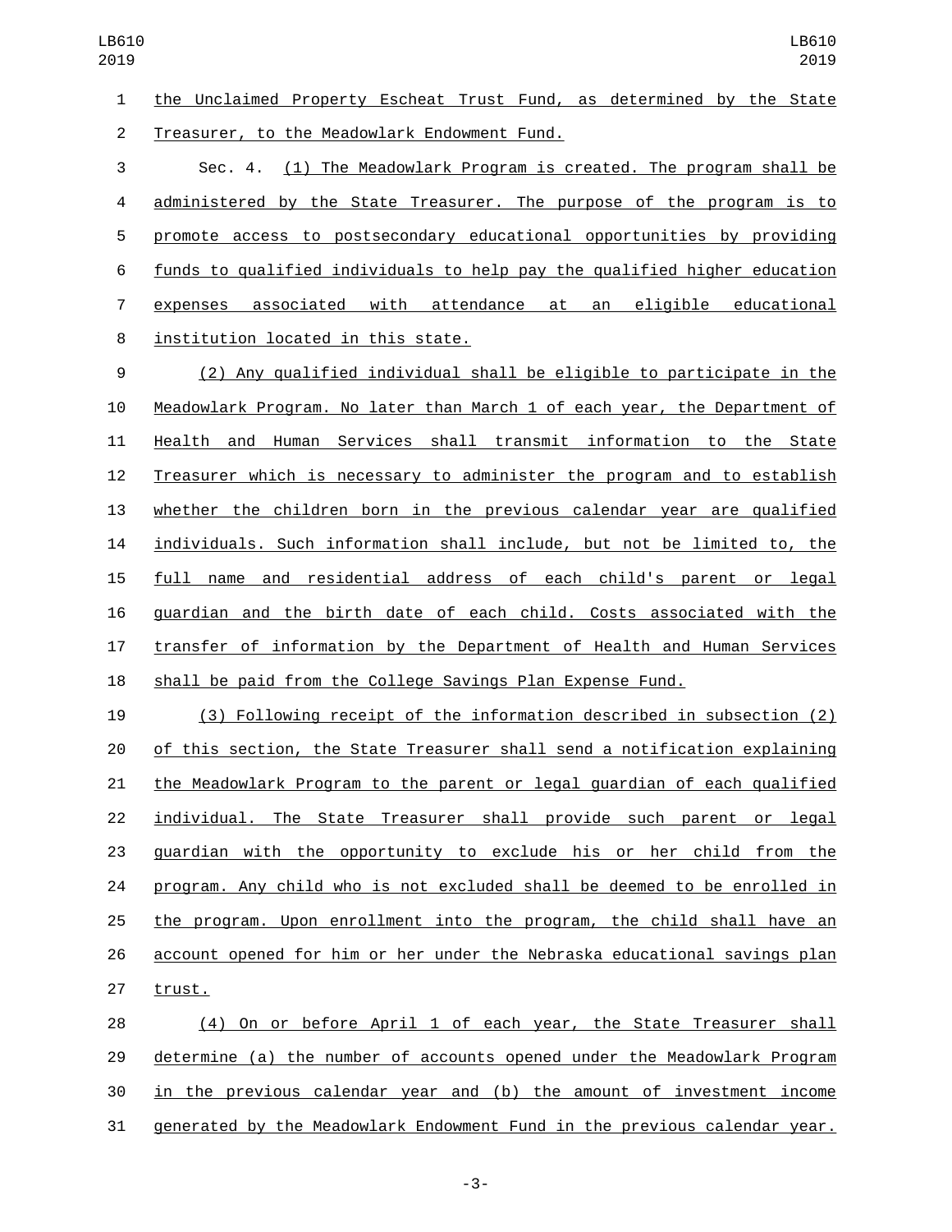the Unclaimed Property Escheat Trust Fund, as determined by the State Treasurer, to the Meadowlark Endowment Fund.

Sec. 4. (1) The Meadowlark Program is created. The program shall be administered by the State Treasurer. The purpose of the program is to promote access to postsecondary educational opportunities by providing funds to qualified individuals to help pay the qualified higher education expenses associated with attendance at an eligible educational institution located in this state.

(2) Any qualified individual shall be eligible to participate in the Meadowlark Program. No later than March 1 of each year, the Department of Health and Human Services shall transmit information to the State Treasurer which is necessary to administer the program and to establish whether the children born in the previous calendar year are qualified individuals. Such information shall include, but not be limited to, the full name and residential address of each child's parent or legal guardian and the birth date of each child. Costs associated with the transfer of information by the Department of Health and Human Services shall be paid from the College Savings Plan Expense Fund.

(3) Following receipt of the information described in subsection (2) of this section, the State Treasurer shall send a notification explaining the Meadowlark Program to the parent or legal guardian of each qualified individual. The State Treasurer shall provide such parent or legal guardian with the opportunity to exclude his or her child from the program. Any child who is not excluded shall be deemed to be enrolled in the program. Upon enrollment into the program, the child shall have an account opened for him or her under the Nebraska educational savings plan trust.

(4) On or before April 1 of each year, the State Treasurer shall determine (a) the number of accounts opened under the Meadowlark Program in the previous calendar year and (b) the amount of investment income generated by the Meadowlark Endowment Fund in the previous calendar year.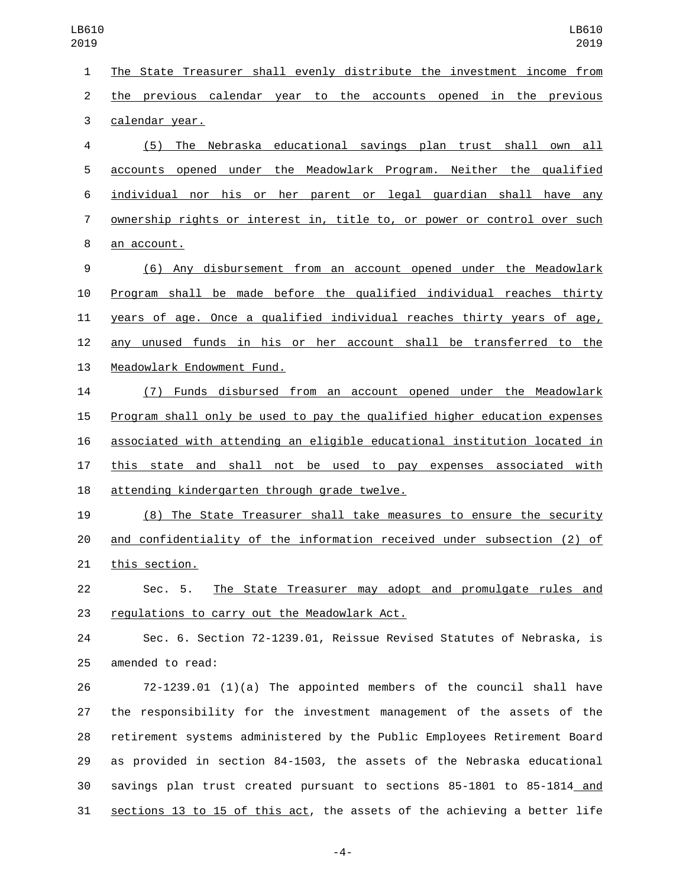The State Treasurer shall evenly distribute the investment income from the previous calendar year to the accounts opened in the previous calendar year.

(5) The Nebraska educational savings plan trust shall own all accounts opened under the Meadowlark Program. Neither the qualified individual nor his or her parent or legal guardian shall have any ownership rights or interest in, title to, or power or control over such an account.

(6) Any disbursement from an account opened under the Meadowlark Program shall be made before the qualified individual reaches thirty years of age. Once a qualified individual reaches thirty years of age, any unused funds in his or her account shall be transferred to the Meadowlark Endowment Fund.

(7) Funds disbursed from an account opened under the Meadowlark Program shall only be used to pay the qualified higher education expenses associated with attending an eligible educational institution located in this state and shall not be used to pay expenses associated with attending kindergarten through grade twelve.

(8) The State Treasurer shall take measures to ensure the security and confidentiality of the information received under subsection (2) of this section.

Sec. 5. The State Treasurer may adopt and promulgate rules and regulations to carry out the Meadowlark Act.

Sec. 6. Section 72-1239.01, Reissue Revised Statutes of Nebraska, is amended to read:

72-1239.01 (1)(a) The appointed members of the council shall have the responsibility for the investment management of the assets of the retirement systems administered by the Public Employees Retirement Board as provided in section 84-1503, the assets of the Nebraska educational savings plan trust created pursuant to sections 85-1801 to 85-1814 and sections 13 to 15 of this act, the assets of the achieving a better life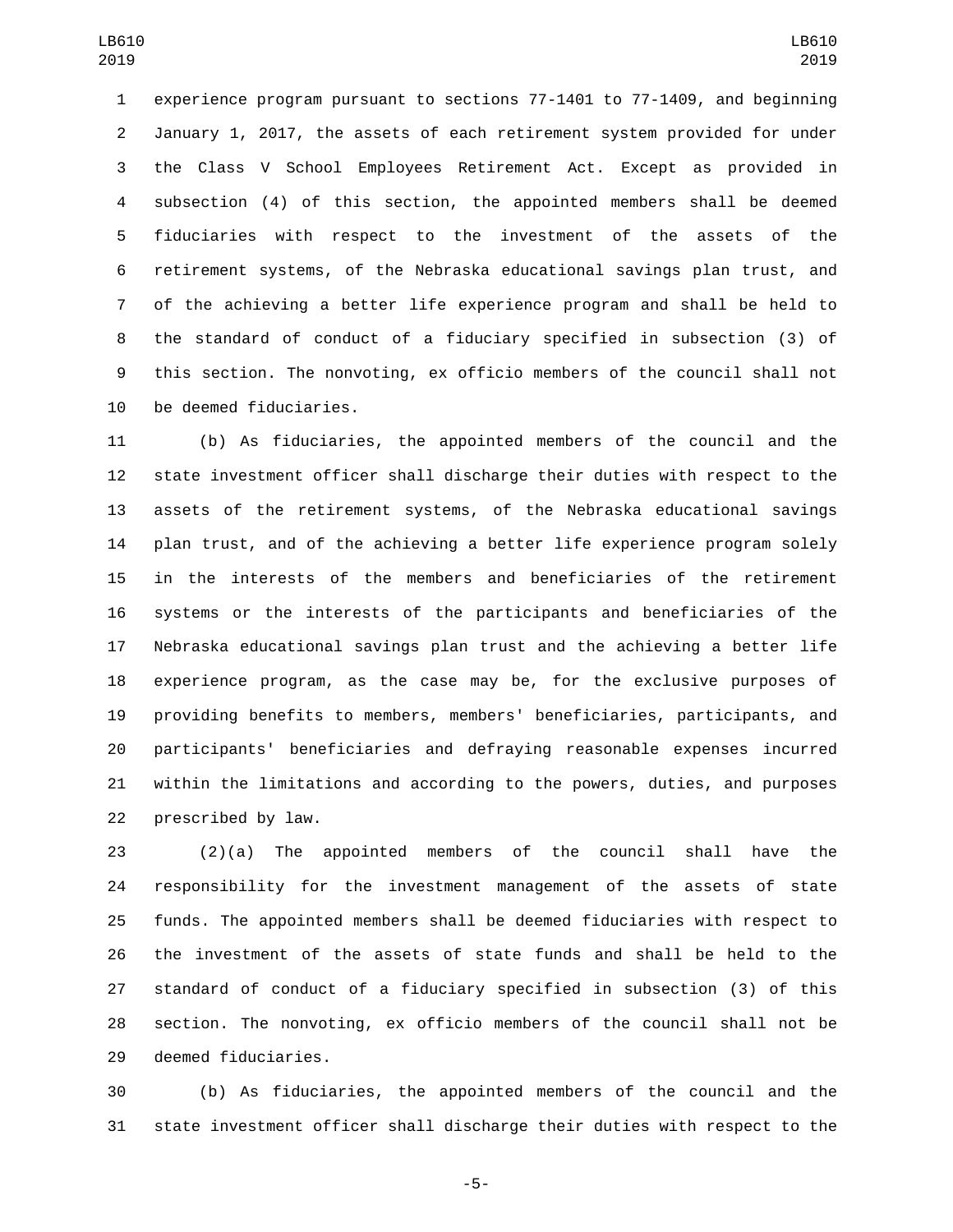experience program pursuant to sections 77-1401 to 77-1409, and beginning January 1, 2017, the assets of each retirement system provided for under the Class V School Employees Retirement Act. Except as provided in subsection (4) of this section, the appointed members shall be deemed fiduciaries with respect to the investment of the assets of the retirement systems, of the Nebraska educational savings plan trust, and of the achieving a better life experience program and shall be held to the standard of conduct of a fiduciary specified in subsection (3) of this section. The nonvoting, ex officio members of the council shall not be deemed fiduciaries.

(b) As fiduciaries, the appointed members of the council and the state investment officer shall discharge their duties with respect to the assets of the retirement systems, of the Nebraska educational savings plan trust, and of the achieving a better life experience program solely in the interests of the members and beneficiaries of the retirement systems or the interests of the participants and beneficiaries of the Nebraska educational savings plan trust and the achieving a better life experience program, as the case may be, for the exclusive purposes of providing benefits to members, members' beneficiaries, participants, and participants' beneficiaries and defraying reasonable expenses incurred within the limitations and according to the powers, duties, and purposes prescribed by law.

(2)(a) The appointed members of the council shall have the responsibility for the investment management of the assets of state funds. The appointed members shall be deemed fiduciaries with respect to the investment of the assets of state funds and shall be held to the standard of conduct of a fiduciary specified in subsection (3) of this section. The nonvoting, ex officio members of the council shall not be deemed fiduciaries.

(b) As fiduciaries, the appointed members of the council and the state investment officer shall discharge their duties with respect to the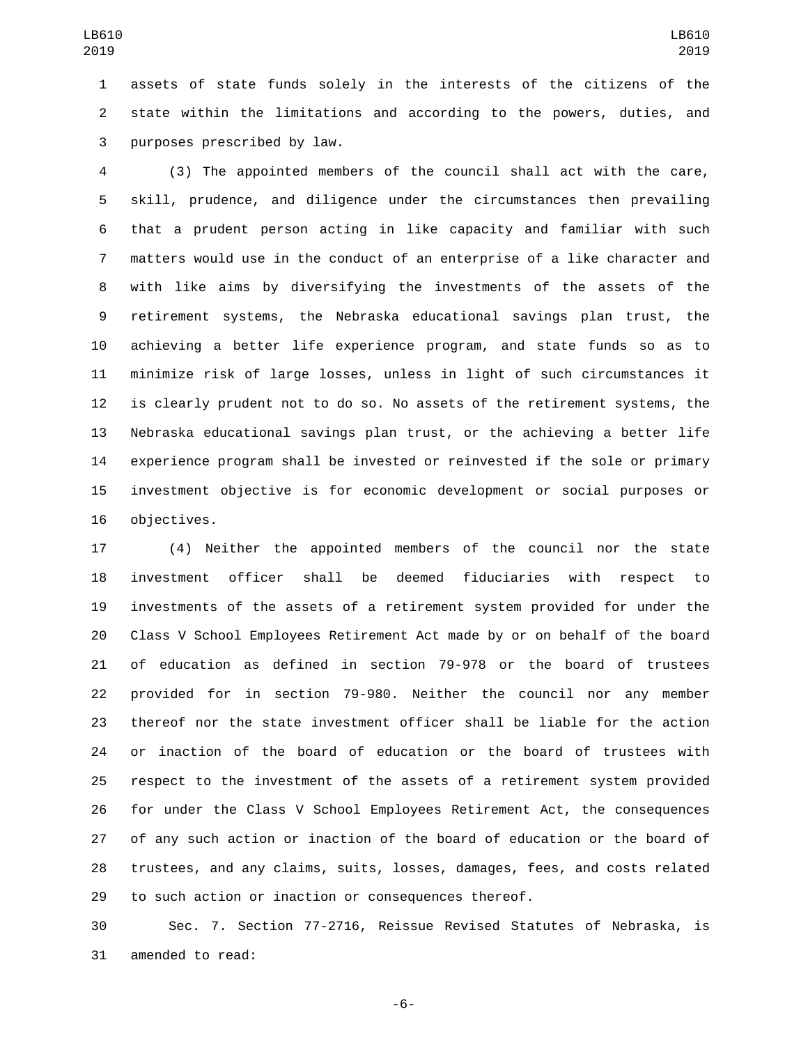assets of state funds solely in the interests of the citizens of the state within the limitations and according to the powers, duties, and purposes prescribed by law.

(3) The appointed members of the council shall act with the care, skill, prudence, and diligence under the circumstances then prevailing that a prudent person acting in like capacity and familiar with such matters would use in the conduct of an enterprise of a like character and with like aims by diversifying the investments of the assets of the retirement systems, the Nebraska educational savings plan trust, the achieving a better life experience program, and state funds so as to minimize risk of large losses, unless in light of such circumstances it is clearly prudent not to do so. No assets of the retirement systems, the Nebraska educational savings plan trust, or the achieving a better life experience program shall be invested or reinvested if the sole or primary investment objective is for economic development or social purposes or objectives.

(4) Neither the appointed members of the council nor the state investment officer shall be deemed fiduciaries with respect to investments of the assets of a retirement system provided for under the Class V School Employees Retirement Act made by or on behalf of the board of education as defined in section 79-978 or the board of trustees provided for in section 79-980. Neither the council nor any member thereof nor the state investment officer shall be liable for the action or inaction of the board of education or the board of trustees with respect to the investment of the assets of a retirement system provided for under the Class V School Employees Retirement Act, the consequences of any such action or inaction of the board of education or the board of trustees, and any claims, suits, losses, damages, fees, and costs related to such action or inaction or consequences thereof.

Sec. 7. Section 77-2716, Reissue Revised Statutes of Nebraska, is amended to read: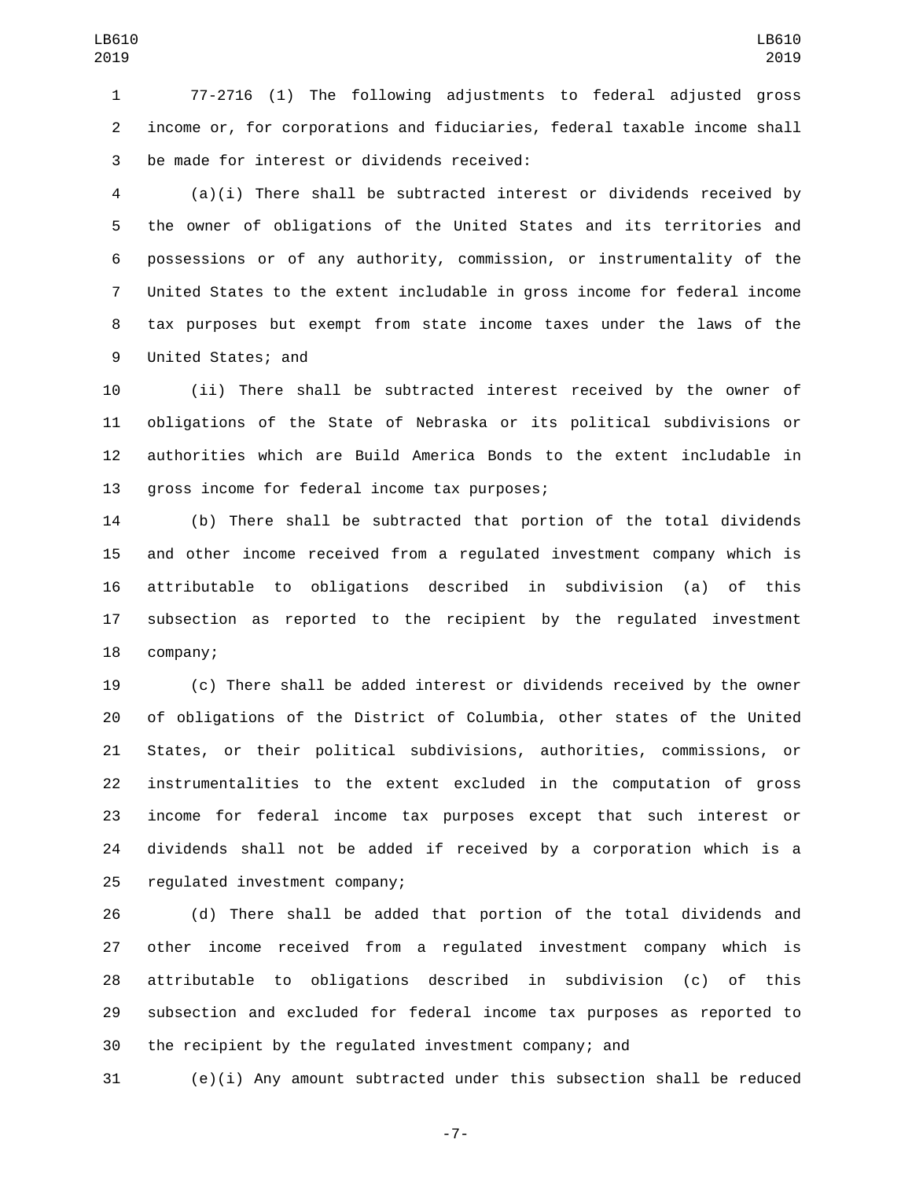77-2716 (1) The following adjustments to federal adjusted gross income or, for corporations and fiduciaries, federal taxable income shall be made for interest or dividends received:

(a)(i) There shall be subtracted interest or dividends received by the owner of obligations of the United States and its territories and possessions or of any authority, commission, or instrumentality of the United States to the extent includable in gross income for federal income tax purposes but exempt from state income taxes under the laws of the United States; and

(ii) There shall be subtracted interest received by the owner of obligations of the State of Nebraska or its political subdivisions or authorities which are Build America Bonds to the extent includable in gross income for federal income tax purposes;

(b) There shall be subtracted that portion of the total dividends and other income received from a regulated investment company which is attributable to obligations described in subdivision (a) of this subsection as reported to the recipient by the regulated investment company;

(c) There shall be added interest or dividends received by the owner of obligations of the District of Columbia, other states of the United States, or their political subdivisions, authorities, commissions, or instrumentalities to the extent excluded in the computation of gross income for federal income tax purposes except that such interest or dividends shall not be added if received by a corporation which is a regulated investment company;

(d) There shall be added that portion of the total dividends and other income received from a regulated investment company which is attributable to obligations described in subdivision (c) of this subsection and excluded for federal income tax purposes as reported to the recipient by the regulated investment company; and

(e)(i) Any amount subtracted under this subsection shall be reduced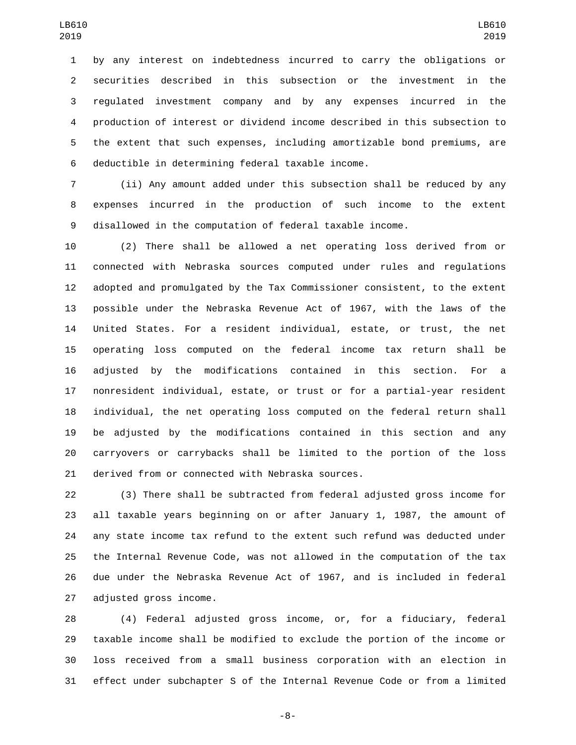by any interest on indebtedness incurred to carry the obligations or securities described in this subsection or the investment in the regulated investment company and by any expenses incurred in the production of interest or dividend income described in this subsection to the extent that such expenses, including amortizable bond premiums, are deductible in determining federal taxable income.

(ii) Any amount added under this subsection shall be reduced by any expenses incurred in the production of such income to the extent disallowed in the computation of federal taxable income.

(2) There shall be allowed a net operating loss derived from or connected with Nebraska sources computed under rules and regulations adopted and promulgated by the Tax Commissioner consistent, to the extent possible under the Nebraska Revenue Act of 1967, with the laws of the United States. For a resident individual, estate, or trust, the net operating loss computed on the federal income tax return shall be adjusted by the modifications contained in this section. For a nonresident individual, estate, or trust or for a partial-year resident individual, the net operating loss computed on the federal return shall be adjusted by the modifications contained in this section and any carryovers or carrybacks shall be limited to the portion of the loss derived from or connected with Nebraska sources.

(3) There shall be subtracted from federal adjusted gross income for all taxable years beginning on or after January 1, 1987, the amount of any state income tax refund to the extent such refund was deducted under the Internal Revenue Code, was not allowed in the computation of the tax due under the Nebraska Revenue Act of 1967, and is included in federal adjusted gross income.

(4) Federal adjusted gross income, or, for a fiduciary, federal taxable income shall be modified to exclude the portion of the income or loss received from a small business corporation with an election in effect under subchapter S of the Internal Revenue Code or from a limited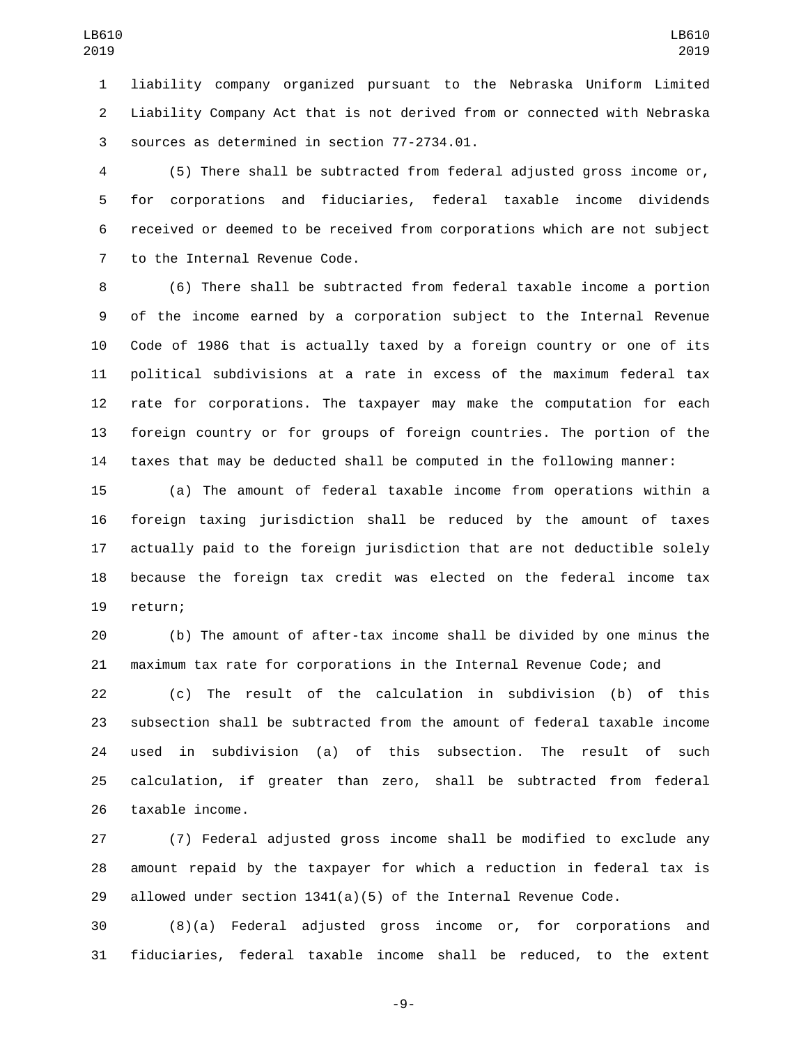liability company organized pursuant to the Nebraska Uniform Limited Liability Company Act that is not derived from or connected with Nebraska sources as determined in section 77-2734.01.

(5) There shall be subtracted from federal adjusted gross income or, for corporations and fiduciaries, federal taxable income dividends received or deemed to be received from corporations which are not subject to the Internal Revenue Code.

(6) There shall be subtracted from federal taxable income a portion of the income earned by a corporation subject to the Internal Revenue Code of 1986 that is actually taxed by a foreign country or one of its political subdivisions at a rate in excess of the maximum federal tax rate for corporations. The taxpayer may make the computation for each foreign country or for groups of foreign countries. The portion of the taxes that may be deducted shall be computed in the following manner:

(a) The amount of federal taxable income from operations within a foreign taxing jurisdiction shall be reduced by the amount of taxes actually paid to the foreign jurisdiction that are not deductible solely because the foreign tax credit was elected on the federal income tax return;

(b) The amount of after-tax income shall be divided by one minus the maximum tax rate for corporations in the Internal Revenue Code; and

(c) The result of the calculation in subdivision (b) of this subsection shall be subtracted from the amount of federal taxable income used in subdivision (a) of this subsection. The result of such calculation, if greater than zero, shall be subtracted from federal taxable income.

(7) Federal adjusted gross income shall be modified to exclude any amount repaid by the taxpayer for which a reduction in federal tax is allowed under section 1341(a)(5) of the Internal Revenue Code.

(8)(a) Federal adjusted gross income or, for corporations and fiduciaries, federal taxable income shall be reduced, to the extent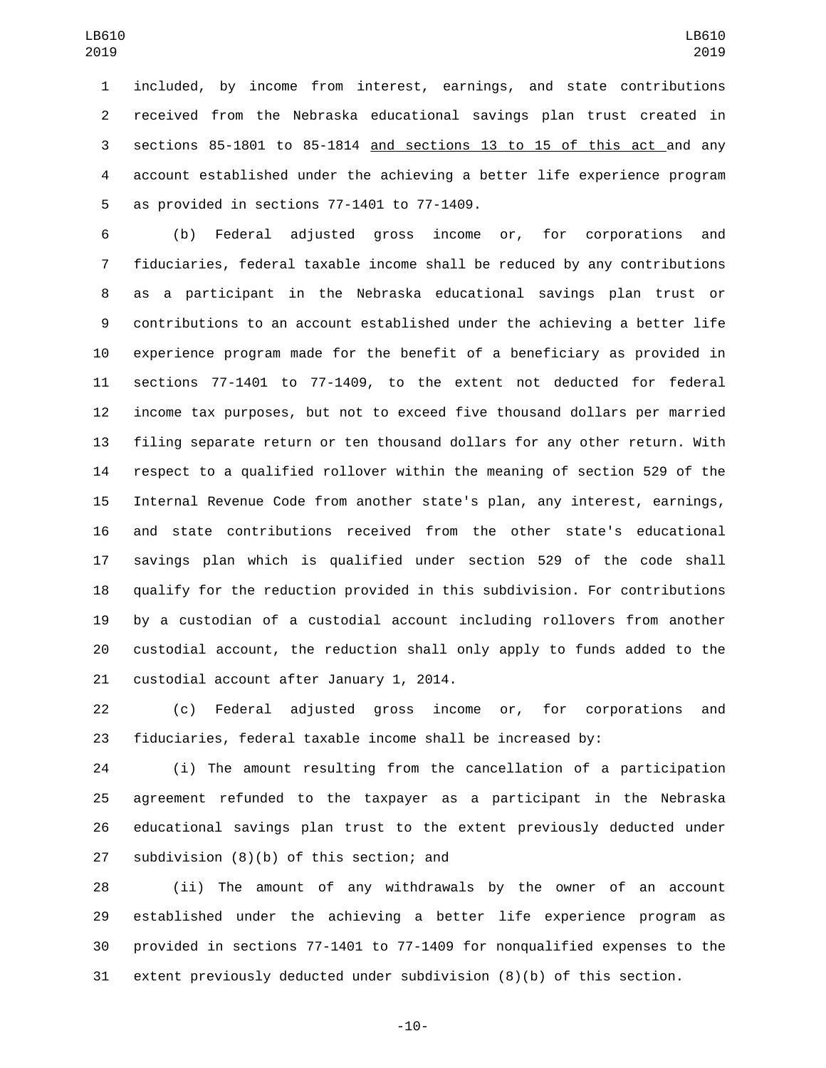included, by income from interest, earnings, and state contributions received from the Nebraska educational savings plan trust created in sections 85-1801 to 85-1814 <u>and sections 13 to 15 of this act</u> and any account established under the achieving a better life experience program as provided in sections 77-1401 to 77-1409.

(b) Federal adjusted gross income or, for corporations and fiduciaries, federal taxable income shall be reduced by any contributions as a participant in the Nebraska educational savings plan trust or contributions to an account established under the achieving a better life experience program made for the benefit of a beneficiary as provided in sections 77-1401 to 77-1409, to the extent not deducted for federal income tax purposes, but not to exceed five thousand dollars per married filing separate return or ten thousand dollars for any other return. With respect to a qualified rollover within the meaning of section 529 of the Internal Revenue Code from another state's plan, any interest, earnings, and state contributions received from the other state's educational savings plan which is qualified under section 529 of the code shall qualify for the reduction provided in this subdivision. For contributions by a custodian of a custodial account including rollovers from another custodial account, the reduction shall only apply to funds added to the custodial account after January 1, 2014.

(c) Federal adjusted gross income or, for corporations and fiduciaries, federal taxable income shall be increased by:

(i) The amount resulting from the cancellation of a participation agreement refunded to the taxpayer as a participant in the Nebraska educational savings plan trust to the extent previously deducted under subdivision (8)(b) of this section; and

(ii) The amount of any withdrawals by the owner of an account established under the achieving a better life experience program as provided in sections 77-1401 to 77-1409 for nonqualified expenses to the extent previously deducted under subdivision (8)(b) of this section.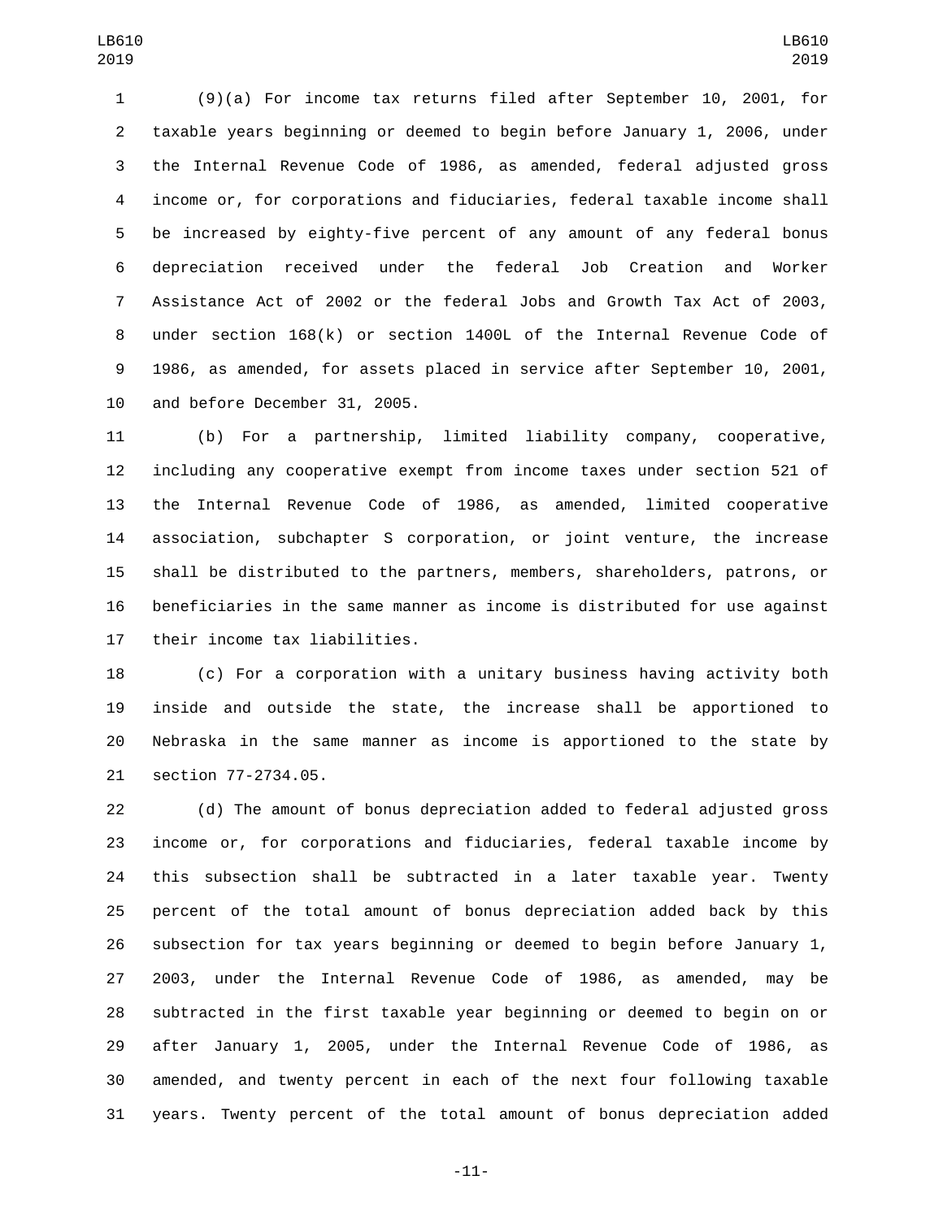(9)(a) For income tax returns filed after September 10, 2001, for taxable years beginning or deemed to begin before January 1, 2006, under the Internal Revenue Code of 1986, as amended, federal adjusted gross income or, for corporations and fiduciaries, federal taxable income shall be increased by eighty-five percent of any amount of any federal bonus depreciation received under the federal Job Creation and Worker Assistance Act of 2002 or the federal Jobs and Growth Tax Act of 2003, under section 168(k) or section 1400L of the Internal Revenue Code of 1986, as amended, for assets placed in service after September 10, 2001, and before December 31, 2005.

(b) For a partnership, limited liability company, cooperative, including any cooperative exempt from income taxes under section 521 of the Internal Revenue Code of 1986, as amended, limited cooperative association, subchapter S corporation, or joint venture, the increase shall be distributed to the partners, members, shareholders, patrons, or beneficiaries in the same manner as income is distributed for use against their income tax liabilities.

(c) For a corporation with a unitary business having activity both inside and outside the state, the increase shall be apportioned to Nebraska in the same manner as income is apportioned to the state by section 77-2734.05.

(d) The amount of bonus depreciation added to federal adjusted gross income or, for corporations and fiduciaries, federal taxable income by this subsection shall be subtracted in a later taxable year. Twenty percent of the total amount of bonus depreciation added back by this subsection for tax years beginning or deemed to begin before January 1, 2003, under the Internal Revenue Code of 1986, as amended, may be subtracted in the first taxable year beginning or deemed to begin on or after January 1, 2005, under the Internal Revenue Code of 1986, as amended, and twenty percent in each of the next four following taxable years. Twenty percent of the total amount of bonus depreciation added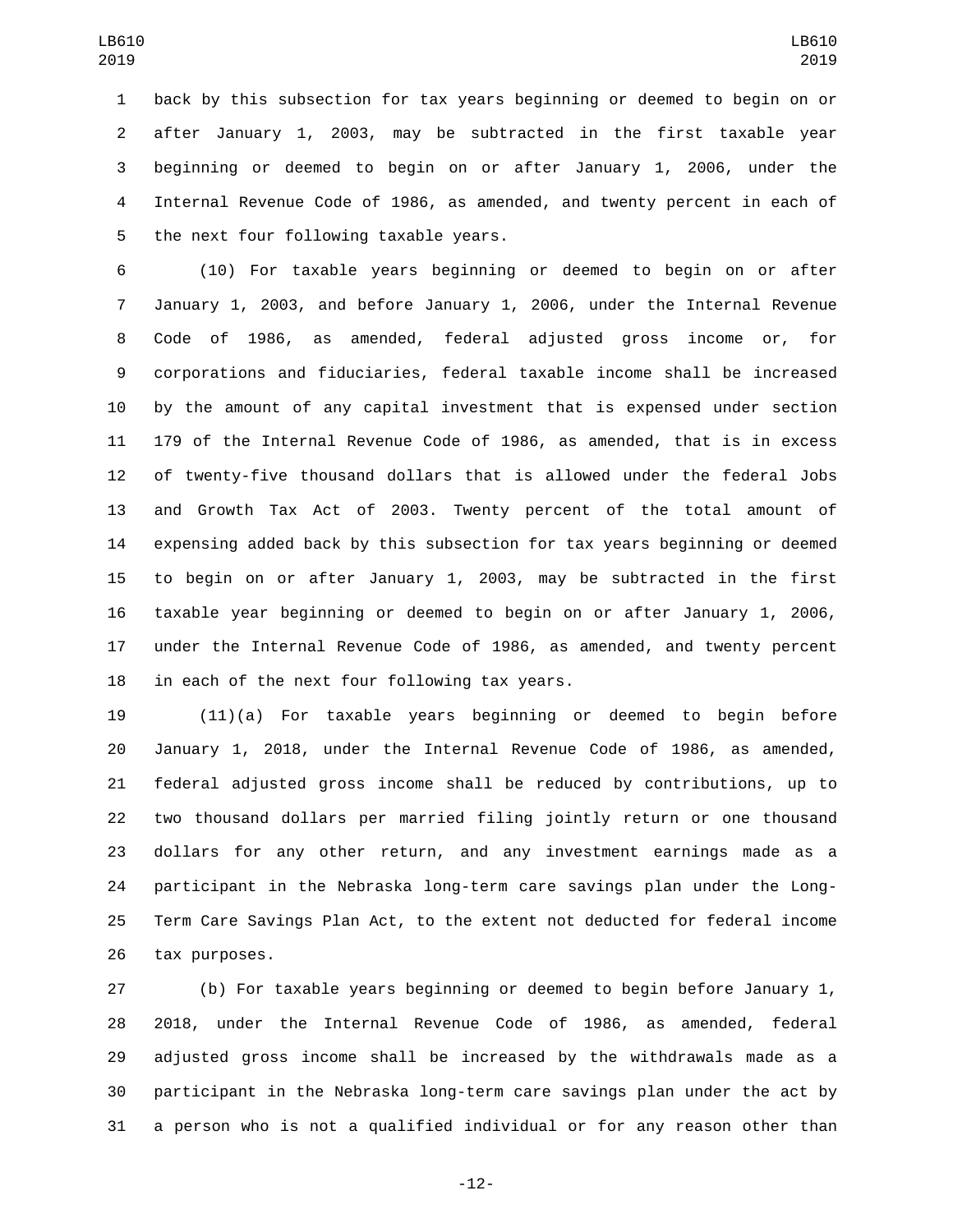back by this subsection for tax years beginning or deemed to begin on or after January 1, 2003, may be subtracted in the first taxable year beginning or deemed to begin on or after January 1, 2006, under the Internal Revenue Code of 1986, as amended, and twenty percent in each of the next four following taxable years.

(10) For taxable years beginning or deemed to begin on or after January 1, 2003, and before January 1, 2006, under the Internal Revenue Code of 1986, as amended, federal adjusted gross income or, for corporations and fiduciaries, federal taxable income shall be increased by the amount of any capital investment that is expensed under section 179 of the Internal Revenue Code of 1986, as amended, that is in excess of twenty-five thousand dollars that is allowed under the federal Jobs and Growth Tax Act of 2003. Twenty percent of the total amount of expensing added back by this subsection for tax years beginning or deemed to begin on or after January 1, 2003, may be subtracted in the first taxable year beginning or deemed to begin on or after January 1, 2006, under the Internal Revenue Code of 1986, as amended, and twenty percent in each of the next four following tax years.

(11)(a) For taxable years beginning or deemed to begin before January 1, 2018, under the Internal Revenue Code of 1986, as amended, federal adjusted gross income shall be reduced by contributions, up to two thousand dollars per married filing jointly return or one thousand dollars for any other return, and any investment earnings made as a participant in the Nebraska long-term care savings plan under the Long-Term Care Savings Plan Act, to the extent not deducted for federal income tax purposes.

(b) For taxable years beginning or deemed to begin before January 1, 2018, under the Internal Revenue Code of 1986, as amended, federal adjusted gross income shall be increased by the withdrawals made as a participant in the Nebraska long-term care savings plan under the act by a person who is not a qualified individual or for any reason other than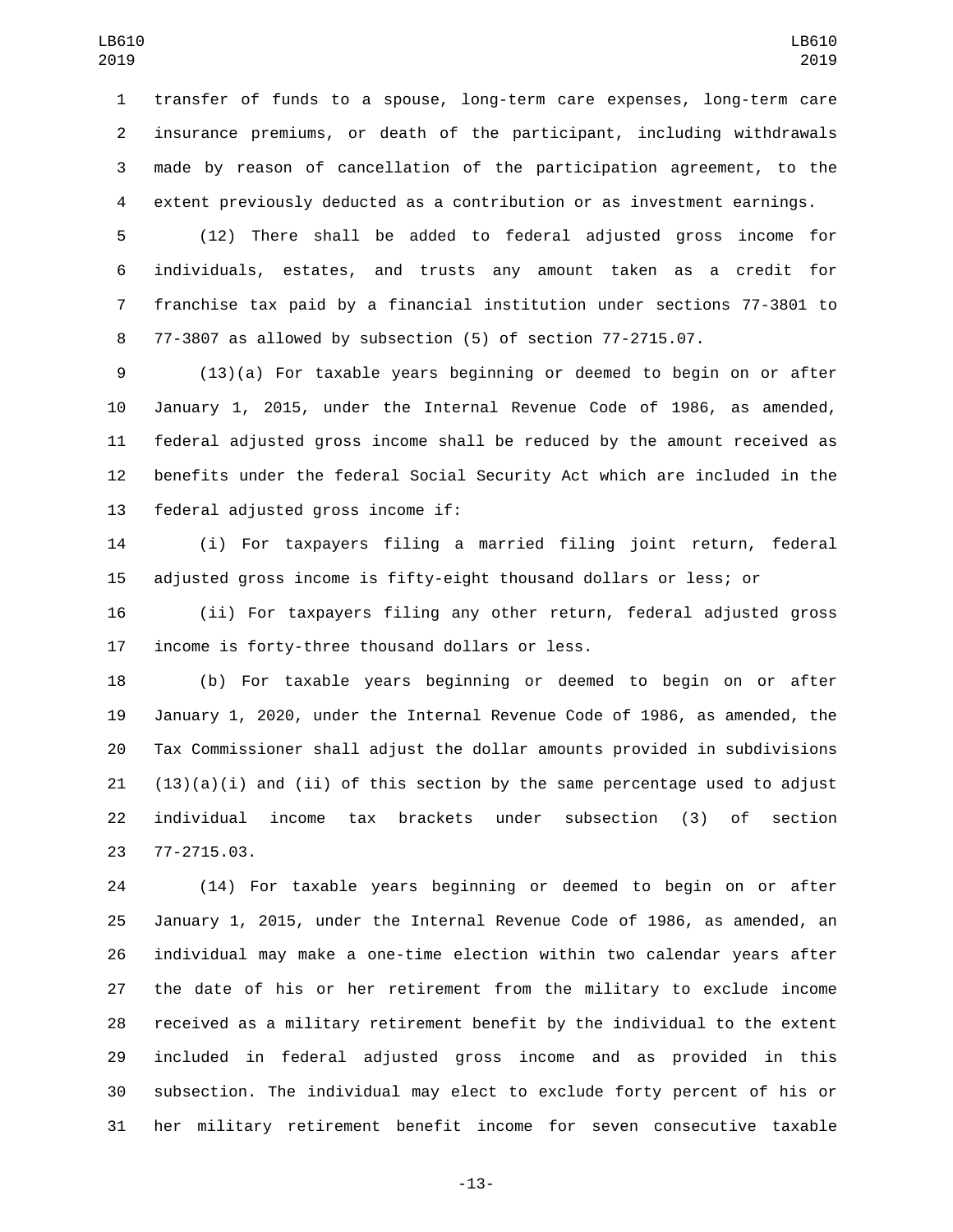transfer of funds to a spouse, long-term care expenses, long-term care insurance premiums, or death of the participant, including withdrawals made by reason of cancellation of the participation agreement, to the extent previously deducted as a contribution or as investment earnings.

(12) There shall be added to federal adjusted gross income for individuals, estates, and trusts any amount taken as a credit for franchise tax paid by a financial institution under sections 77-3801 to 77-3807 as allowed by subsection (5) of section 77-2715.07.

(13)(a) For taxable years beginning or deemed to begin on or after January 1, 2015, under the Internal Revenue Code of 1986, as amended, federal adjusted gross income shall be reduced by the amount received as benefits under the federal Social Security Act which are included in the federal adjusted gross income if:

(i) For taxpayers filing a married filing joint return, federal adjusted gross income is fifty-eight thousand dollars or less; or

(ii) For taxpayers filing any other return, federal adjusted gross income is forty-three thousand dollars or less.

(b) For taxable years beginning or deemed to begin on or after January 1, 2020, under the Internal Revenue Code of 1986, as amended, the Tax Commissioner shall adjust the dollar amounts provided in subdivisions (13)(a)(i) and (ii) of this section by the same percentage used to adjust individual income tax brackets under subsection (3) of section 77-2715.03.

(14) For taxable years beginning or deemed to begin on or after January 1, 2015, under the Internal Revenue Code of 1986, as amended, an individual may make a one-time election within two calendar years after the date of his or her retirement from the military to exclude income received as a military retirement benefit by the individual to the extent included in federal adjusted gross income and as provided in this subsection. The individual may elect to exclude forty percent of his or her military retirement benefit income for seven consecutive taxable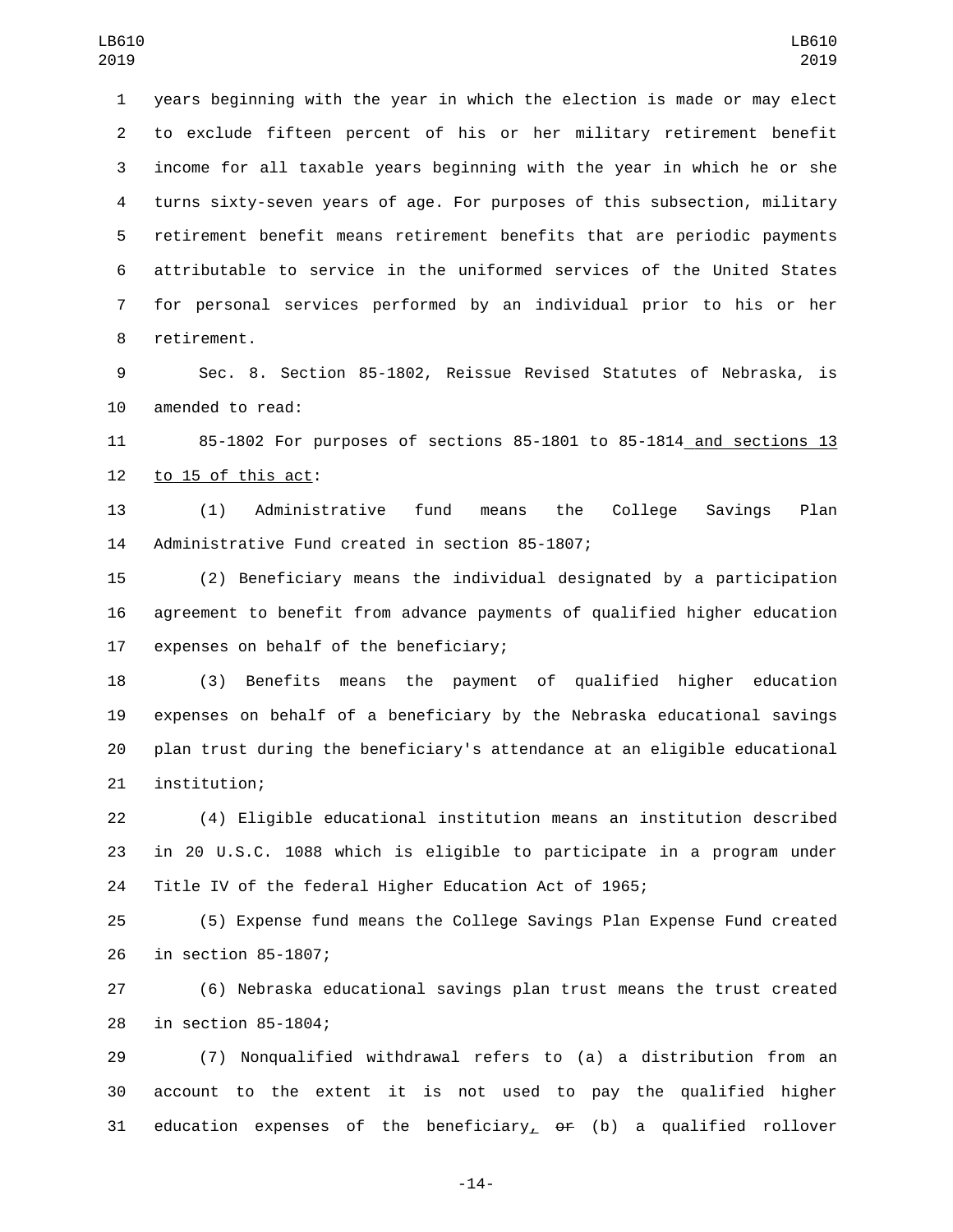years beginning with the year in which the election is made or may elect to exclude fifteen percent of his or her military retirement benefit income for all taxable years beginning with the year in which he or she turns sixty-seven years of age. For purposes of this subsection, military retirement benefit means retirement benefits that are periodic payments attributable to service in the uniformed services of the United States for personal services performed by an individual prior to his or her retirement.

Sec. 8. Section 85-1802, Reissue Revised Statutes of Nebraska, is amended to read:

85-1802 For purposes of sections 85-1801 to 85-1814 and sections 13 to 15 of this act:

(1) Administrative fund means the College Savings Plan Administrative Fund created in section 85-1807;

(2) Beneficiary means the individual designated by a participation agreement to benefit from advance payments of qualified higher education expenses on behalf of the beneficiary;

(3) Benefits means the payment of qualified higher education expenses on behalf of a beneficiary by the Nebraska educational savings plan trust during the beneficiary's attendance at an eligible educational institution;

(4) Eligible educational institution means an institution described in 20 U.S.C. 1088 which is eligible to participate in a program under Title IV of the federal Higher Education Act of 1965;

(5) Expense fund means the College Savings Plan Expense Fund created in section 85-1807;

(6) Nebraska educational savings plan trust means the trust created in section 85-1804;

(7) Nonqualified withdrawal refers to (a) a distribution from an account to the extent it is not used to pay the qualified higher education expenses of the beneficiary, ~~or~~ (b) a qualified rollover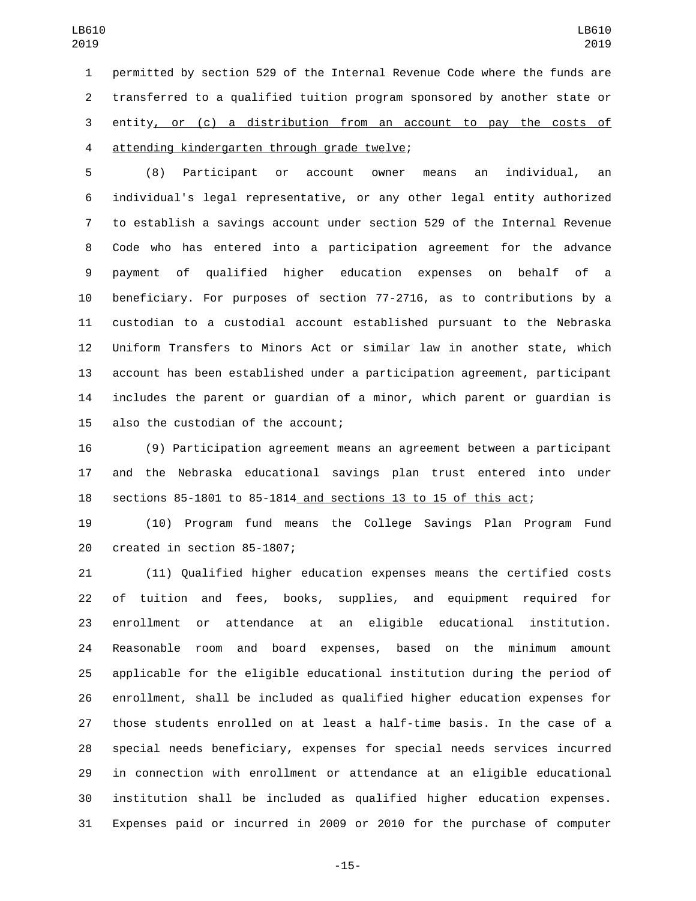permitted by section 529 of the Internal Revenue Code where the funds are transferred to a qualified tuition program sponsored by another state or entity, or (c) a distribution from an account to pay the costs of attending kindergarten through grade twelve;

(8) Participant or account owner means an individual, an individual's legal representative, or any other legal entity authorized to establish a savings account under section 529 of the Internal Revenue Code who has entered into a participation agreement for the advance payment of qualified higher education expenses on behalf of a beneficiary. For purposes of section 77-2716, as to contributions by a custodian to a custodial account established pursuant to the Nebraska Uniform Transfers to Minors Act or similar law in another state, which account has been established under a participation agreement, participant includes the parent or guardian of a minor, which parent or guardian is also the custodian of the account;

(9) Participation agreement means an agreement between a participant and the Nebraska educational savings plan trust entered into under sections 85-1801 to 85-1814 and sections 13 to 15 of this act;

(10) Program fund means the College Savings Plan Program Fund created in section 85-1807;

(11) Qualified higher education expenses means the certified costs of tuition and fees, books, supplies, and equipment required for enrollment or attendance at an eligible educational institution. Reasonable room and board expenses, based on the minimum amount applicable for the eligible educational institution during the period of enrollment, shall be included as qualified higher education expenses for those students enrolled on at least a half-time basis. In the case of a special needs beneficiary, expenses for special needs services incurred in connection with enrollment or attendance at an eligible educational institution shall be included as qualified higher education expenses. Expenses paid or incurred in 2009 or 2010 for the purchase of computer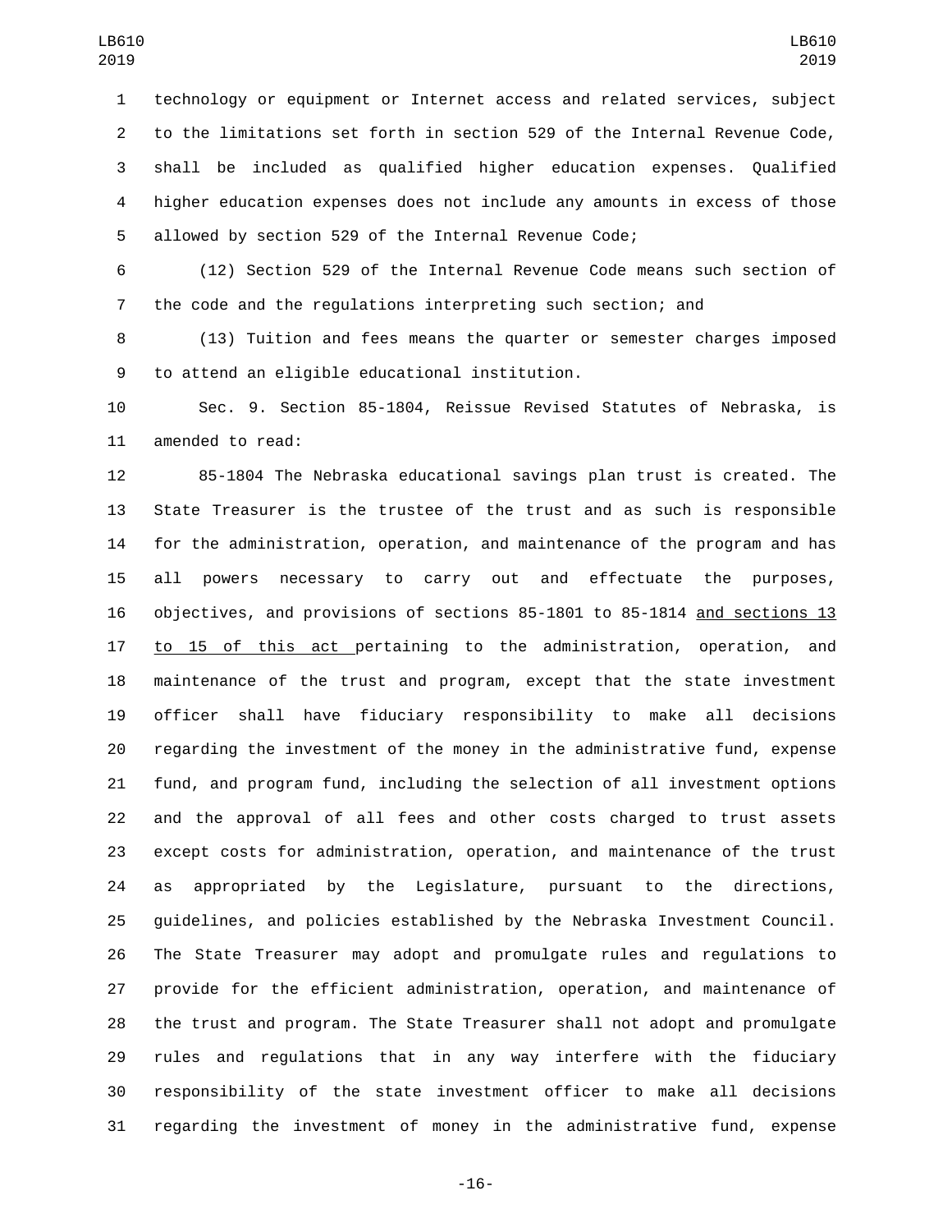technology or equipment or Internet access and related services, subject to the limitations set forth in section 529 of the Internal Revenue Code, shall be included as qualified higher education expenses. Qualified higher education expenses does not include any amounts in excess of those allowed by section 529 of the Internal Revenue Code;

(12) Section 529 of the Internal Revenue Code means such section of the code and the regulations interpreting such section; and

(13) Tuition and fees means the quarter or semester charges imposed to attend an eligible educational institution.

Sec. 9. Section 85-1804, Reissue Revised Statutes of Nebraska, is amended to read:

85-1804 The Nebraska educational savings plan trust is created. The State Treasurer is the trustee of the trust and as such is responsible for the administration, operation, and maintenance of the program and has all powers necessary to carry out and effectuate the purposes, objectives, and provisions of sections 85-1801 to 85-1814 and sections 13 to 15 of this act pertaining to the administration, operation, and maintenance of the trust and program, except that the state investment officer shall have fiduciary responsibility to make all decisions regarding the investment of the money in the administrative fund, expense fund, and program fund, including the selection of all investment options and the approval of all fees and other costs charged to trust assets except costs for administration, operation, and maintenance of the trust as appropriated by the Legislature, pursuant to the directions, guidelines, and policies established by the Nebraska Investment Council. The State Treasurer may adopt and promulgate rules and regulations to provide for the efficient administration, operation, and maintenance of the trust and program. The State Treasurer shall not adopt and promulgate rules and regulations that in any way interfere with the fiduciary responsibility of the state investment officer to make all decisions regarding the investment of money in the administrative fund, expense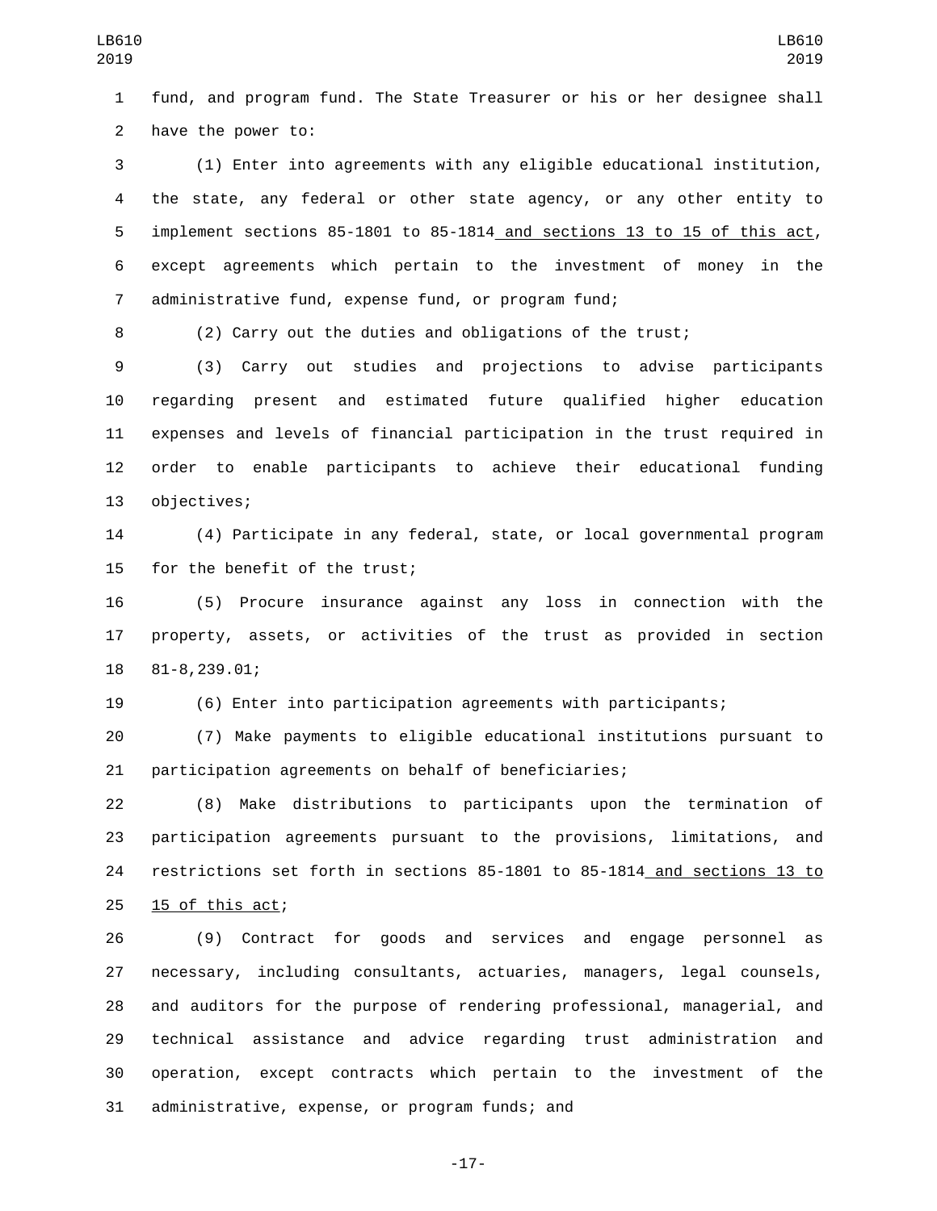fund, and program fund. The State Treasurer or his or her designee shall have the power to:

(1) Enter into agreements with any eligible educational institution, the state, any federal or other state agency, or any other entity to implement sections 85-1801 to 85-1814 and sections 13 to 15 of this act, except agreements which pertain to the investment of money in the administrative fund, expense fund, or program fund;

(2) Carry out the duties and obligations of the trust;

(3) Carry out studies and projections to advise participants regarding present and estimated future qualified higher education expenses and levels of financial participation in the trust required in order to enable participants to achieve their educational funding objectives;

(4) Participate in any federal, state, or local governmental program for the benefit of the trust;

(5) Procure insurance against any loss in connection with the property, assets, or activities of the trust as provided in section 81-8,239.01;

(6) Enter into participation agreements with participants;

(7) Make payments to eligible educational institutions pursuant to participation agreements on behalf of beneficiaries;

(8) Make distributions to participants upon the termination of participation agreements pursuant to the provisions, limitations, and restrictions set forth in sections 85-1801 to 85-1814 and sections 13 to 15 of this act;

(9) Contract for goods and services and engage personnel as necessary, including consultants, actuaries, managers, legal counsels, and auditors for the purpose of rendering professional, managerial, and technical assistance and advice regarding trust administration and operation, except contracts which pertain to the investment of the administrative, expense, or program funds; and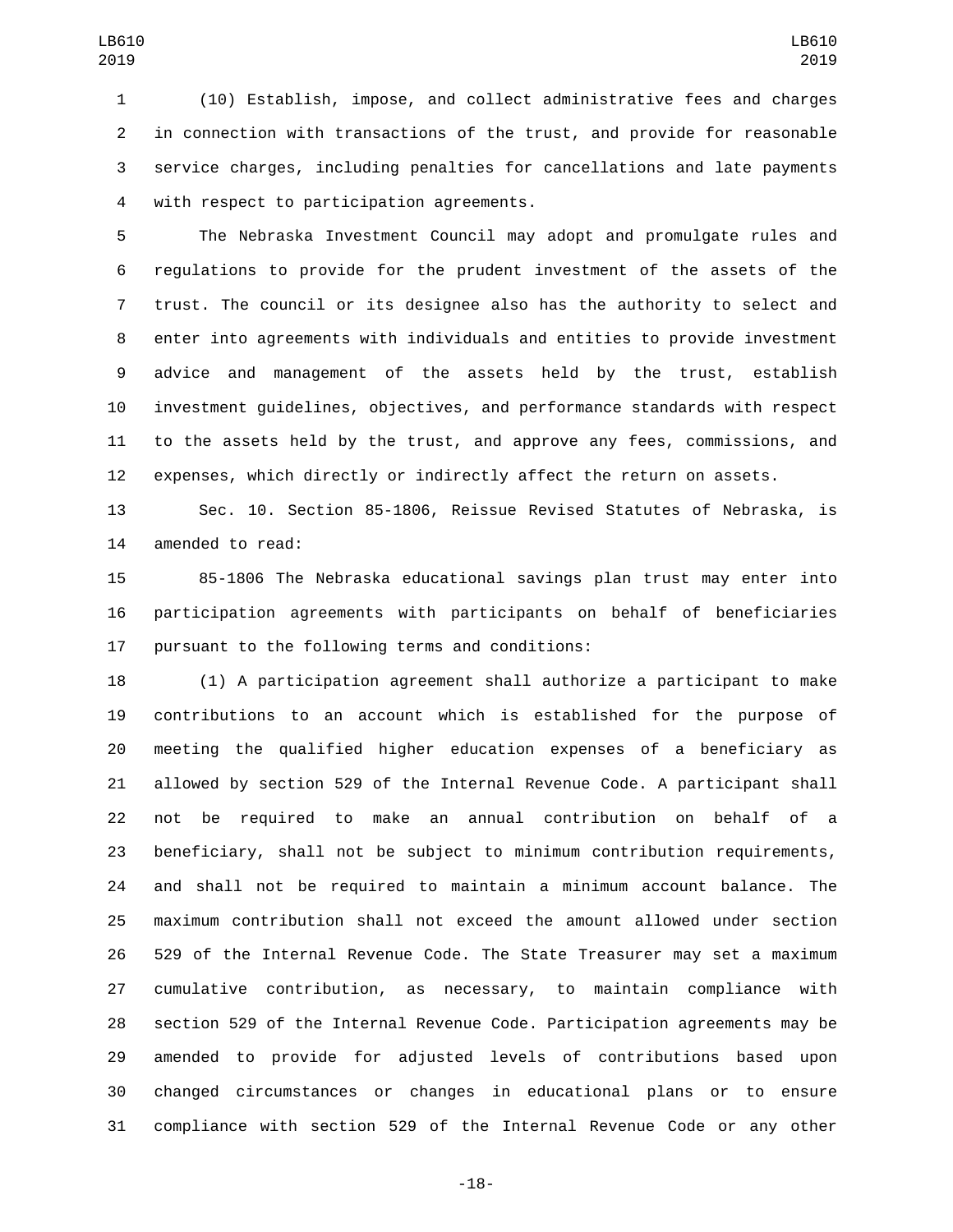(10) Establish, impose, and collect administrative fees and charges in connection with transactions of the trust, and provide for reasonable service charges, including penalties for cancellations and late payments with respect to participation agreements.

The Nebraska Investment Council may adopt and promulgate rules and regulations to provide for the prudent investment of the assets of the trust. The council or its designee also has the authority to select and enter into agreements with individuals and entities to provide investment advice and management of the assets held by the trust, establish investment guidelines, objectives, and performance standards with respect to the assets held by the trust, and approve any fees, commissions, and expenses, which directly or indirectly affect the return on assets.

Sec. 10. Section 85-1806, Reissue Revised Statutes of Nebraska, is amended to read:

85-1806 The Nebraska educational savings plan trust may enter into participation agreements with participants on behalf of beneficiaries pursuant to the following terms and conditions:

(1) A participation agreement shall authorize a participant to make contributions to an account which is established for the purpose of meeting the qualified higher education expenses of a beneficiary as allowed by section 529 of the Internal Revenue Code. A participant shall not be required to make an annual contribution on behalf of a beneficiary, shall not be subject to minimum contribution requirements, and shall not be required to maintain a minimum account balance. The maximum contribution shall not exceed the amount allowed under section 529 of the Internal Revenue Code. The State Treasurer may set a maximum cumulative contribution, as necessary, to maintain compliance with section 529 of the Internal Revenue Code. Participation agreements may be amended to provide for adjusted levels of contributions based upon changed circumstances or changes in educational plans or to ensure compliance with section 529 of the Internal Revenue Code or any other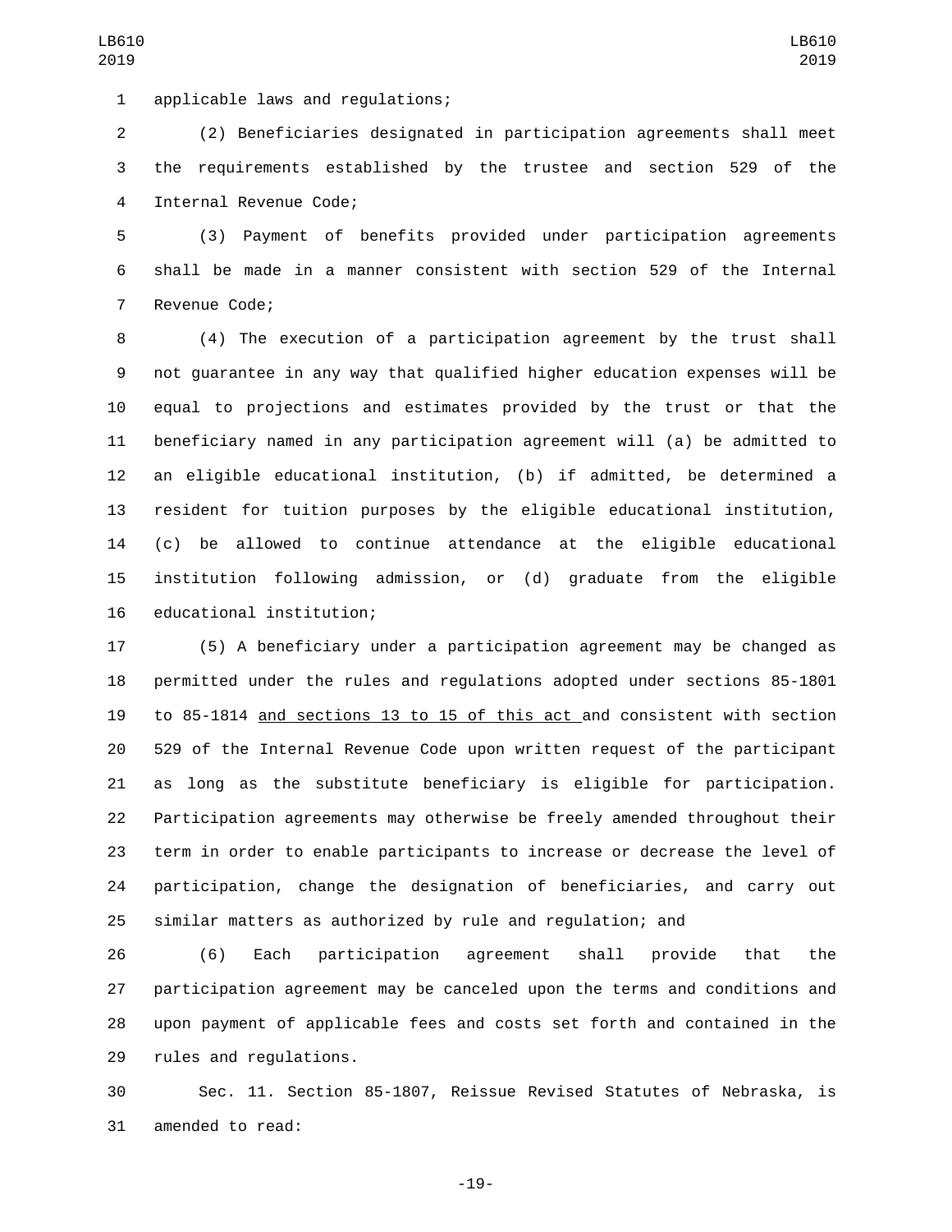applicable laws and regulations;

(2) Beneficiaries designated in participation agreements shall meet the requirements established by the trustee and section 529 of the Internal Revenue Code;

(3) Payment of benefits provided under participation agreements shall be made in a manner consistent with section 529 of the Internal Revenue Code;

(4) The execution of a participation agreement by the trust shall not guarantee in any way that qualified higher education expenses will be equal to projections and estimates provided by the trust or that the beneficiary named in any participation agreement will (a) be admitted to an eligible educational institution, (b) if admitted, be determined a resident for tuition purposes by the eligible educational institution, (c) be allowed to continue attendance at the eligible educational institution following admission, or (d) graduate from the eligible educational institution;

(5) A beneficiary under a participation agreement may be changed as permitted under the rules and regulations adopted under sections 85-1801 to 85-1814 and sections 13 to 15 of this act and consistent with section 529 of the Internal Revenue Code upon written request of the participant as long as the substitute beneficiary is eligible for participation. Participation agreements may otherwise be freely amended throughout their term in order to enable participants to increase or decrease the level of participation, change the designation of beneficiaries, and carry out similar matters as authorized by rule and regulation; and

(6) Each participation agreement shall provide that the participation agreement may be canceled upon the terms and conditions and upon payment of applicable fees and costs set forth and contained in the rules and regulations.

Sec. 11. Section 85-1807, Reissue Revised Statutes of Nebraska, is amended to read: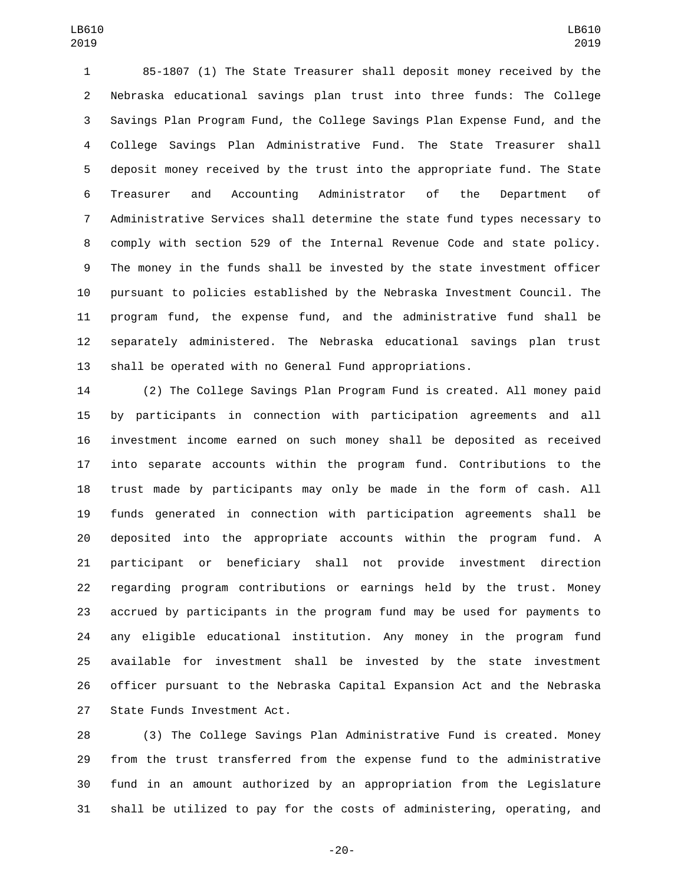85-1807 (1) The State Treasurer shall deposit money received by the Nebraska educational savings plan trust into three funds: The College Savings Plan Program Fund, the College Savings Plan Expense Fund, and the College Savings Plan Administrative Fund. The State Treasurer shall deposit money received by the trust into the appropriate fund. The State Treasurer and Accounting Administrator of the Department of Administrative Services shall determine the state fund types necessary to comply with section 529 of the Internal Revenue Code and state policy. The money in the funds shall be invested by the state investment officer pursuant to policies established by the Nebraska Investment Council. The program fund, the expense fund, and the administrative fund shall be separately administered. The Nebraska educational savings plan trust shall be operated with no General Fund appropriations.

(2) The College Savings Plan Program Fund is created. All money paid by participants in connection with participation agreements and all investment income earned on such money shall be deposited as received into separate accounts within the program fund. Contributions to the trust made by participants may only be made in the form of cash. All funds generated in connection with participation agreements shall be deposited into the appropriate accounts within the program fund. A participant or beneficiary shall not provide investment direction regarding program contributions or earnings held by the trust. Money accrued by participants in the program fund may be used for payments to any eligible educational institution. Any money in the program fund available for investment shall be invested by the state investment officer pursuant to the Nebraska Capital Expansion Act and the Nebraska State Funds Investment Act.

(3) The College Savings Plan Administrative Fund is created. Money from the trust transferred from the expense fund to the administrative fund in an amount authorized by an appropriation from the Legislature shall be utilized to pay for the costs of administering, operating, and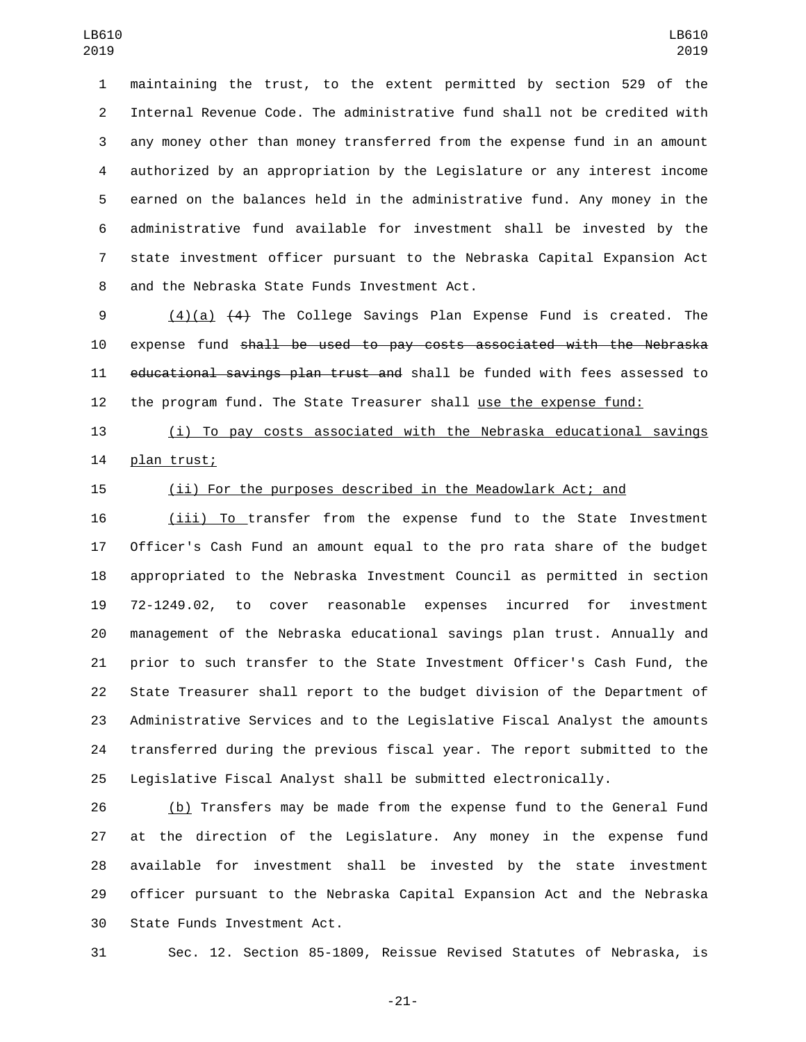maintaining the trust, to the extent permitted by section 529 of the Internal Revenue Code. The administrative fund shall not be credited with any money other than money transferred from the expense fund in an amount authorized by an appropriation by the Legislature or any interest income earned on the balances held in the administrative fund. Any money in the administrative fund available for investment shall be invested by the state investment officer pursuant to the Nebraska Capital Expansion Act and the Nebraska State Funds Investment Act.

(4)(a) ~~(4)~~ The College Savings Plan Expense Fund is created. The expense fund ~~shall be used to pay costs associated with the Nebraska educational savings plan trust and~~ shall be funded with fees assessed to the program fund. The State Treasurer shall use the expense fund:

(i) To pay costs associated with the Nebraska educational savings plan trust;

(ii) For the purposes described in the Meadowlark Act; and

(iii) To transfer from the expense fund to the State Investment Officer's Cash Fund an amount equal to the pro rata share of the budget appropriated to the Nebraska Investment Council as permitted in section 72-1249.02, to cover reasonable expenses incurred for investment management of the Nebraska educational savings plan trust. Annually and prior to such transfer to the State Investment Officer's Cash Fund, the State Treasurer shall report to the budget division of the Department of Administrative Services and to the Legislative Fiscal Analyst the amounts transferred during the previous fiscal year. The report submitted to the Legislative Fiscal Analyst shall be submitted electronically.

(b) Transfers may be made from the expense fund to the General Fund at the direction of the Legislature. Any money in the expense fund available for investment shall be invested by the state investment officer pursuant to the Nebraska Capital Expansion Act and the Nebraska State Funds Investment Act.

Sec. 12. Section 85-1809, Reissue Revised Statutes of Nebraska, is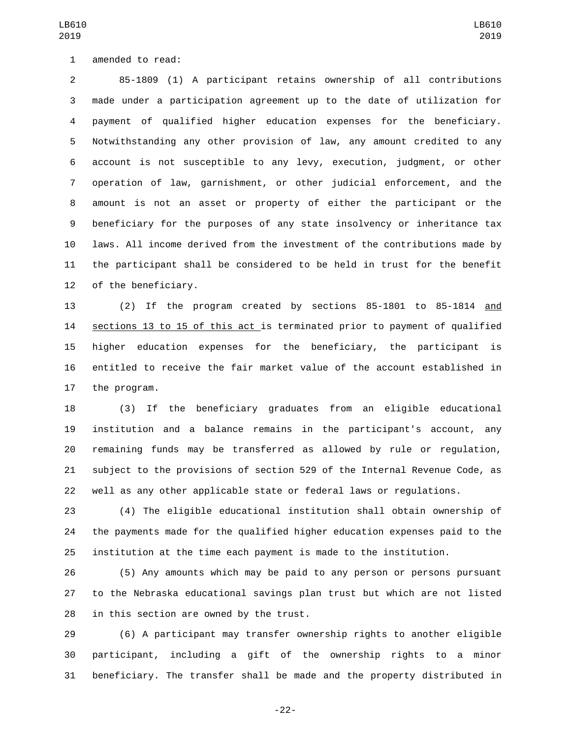amended to read:

85-1809 (1) A participant retains ownership of all contributions made under a participation agreement up to the date of utilization for payment of qualified higher education expenses for the beneficiary. Notwithstanding any other provision of law, any amount credited to any account is not susceptible to any levy, execution, judgment, or other operation of law, garnishment, or other judicial enforcement, and the amount is not an asset or property of either the participant or the beneficiary for the purposes of any state insolvency or inheritance tax laws. All income derived from the investment of the contributions made by the participant shall be considered to be held in trust for the benefit of the beneficiary.

(2) If the program created by sections 85-1801 to 85-1814 and sections 13 to 15 of this act is terminated prior to payment of qualified higher education expenses for the beneficiary, the participant is entitled to receive the fair market value of the account established in the program.

(3) If the beneficiary graduates from an eligible educational institution and a balance remains in the participant's account, any remaining funds may be transferred as allowed by rule or regulation, subject to the provisions of section 529 of the Internal Revenue Code, as well as any other applicable state or federal laws or regulations.

(4) The eligible educational institution shall obtain ownership of the payments made for the qualified higher education expenses paid to the institution at the time each payment is made to the institution.

(5) Any amounts which may be paid to any person or persons pursuant to the Nebraska educational savings plan trust but which are not listed in this section are owned by the trust.

(6) A participant may transfer ownership rights to another eligible participant, including a gift of the ownership rights to a minor beneficiary. The transfer shall be made and the property distributed in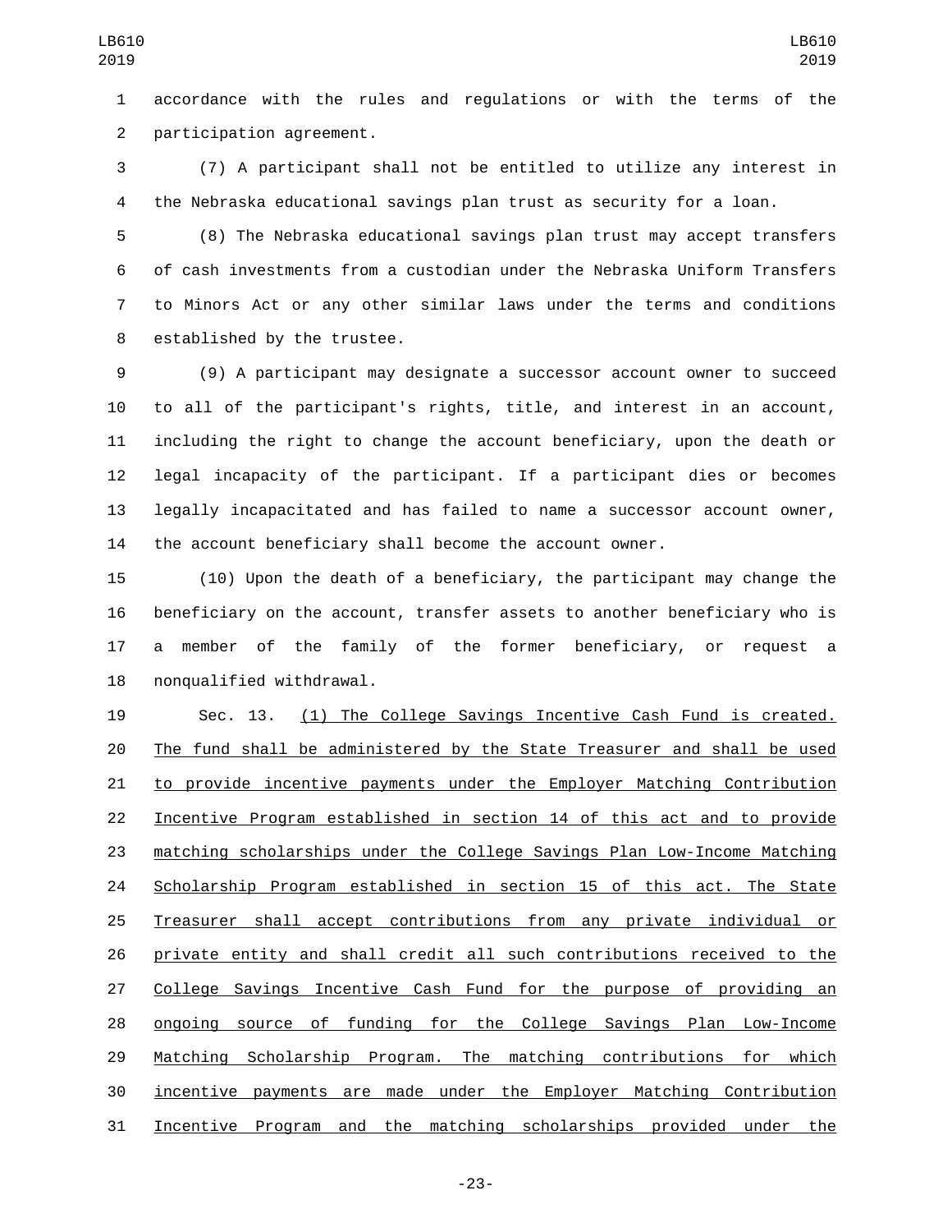accordance with the rules and regulations or with the terms of the participation agreement.

(7) A participant shall not be entitled to utilize any interest in the Nebraska educational savings plan trust as security for a loan.

(8) The Nebraska educational savings plan trust may accept transfers of cash investments from a custodian under the Nebraska Uniform Transfers to Minors Act or any other similar laws under the terms and conditions established by the trustee.

(9) A participant may designate a successor account owner to succeed to all of the participant's rights, title, and interest in an account, including the right to change the account beneficiary, upon the death or legal incapacity of the participant. If a participant dies or becomes legally incapacitated and has failed to name a successor account owner, the account beneficiary shall become the account owner.

(10) Upon the death of a beneficiary, the participant may change the beneficiary on the account, transfer assets to another beneficiary who is a member of the family of the former beneficiary, or request a nonqualified withdrawal.

Sec. 13. (1) The College Savings Incentive Cash Fund is created. The fund shall be administered by the State Treasurer and shall be used to provide incentive payments under the Employer Matching Contribution Incentive Program established in section 14 of this act and to provide matching scholarships under the College Savings Plan Low-Income Matching Scholarship Program established in section 15 of this act. The State Treasurer shall accept contributions from any private individual or private entity and shall credit all such contributions received to the College Savings Incentive Cash Fund for the purpose of providing an ongoing source of funding for the College Savings Plan Low-Income Matching Scholarship Program. The matching contributions for which incentive payments are made under the Employer Matching Contribution Incentive Program and the matching scholarships provided under the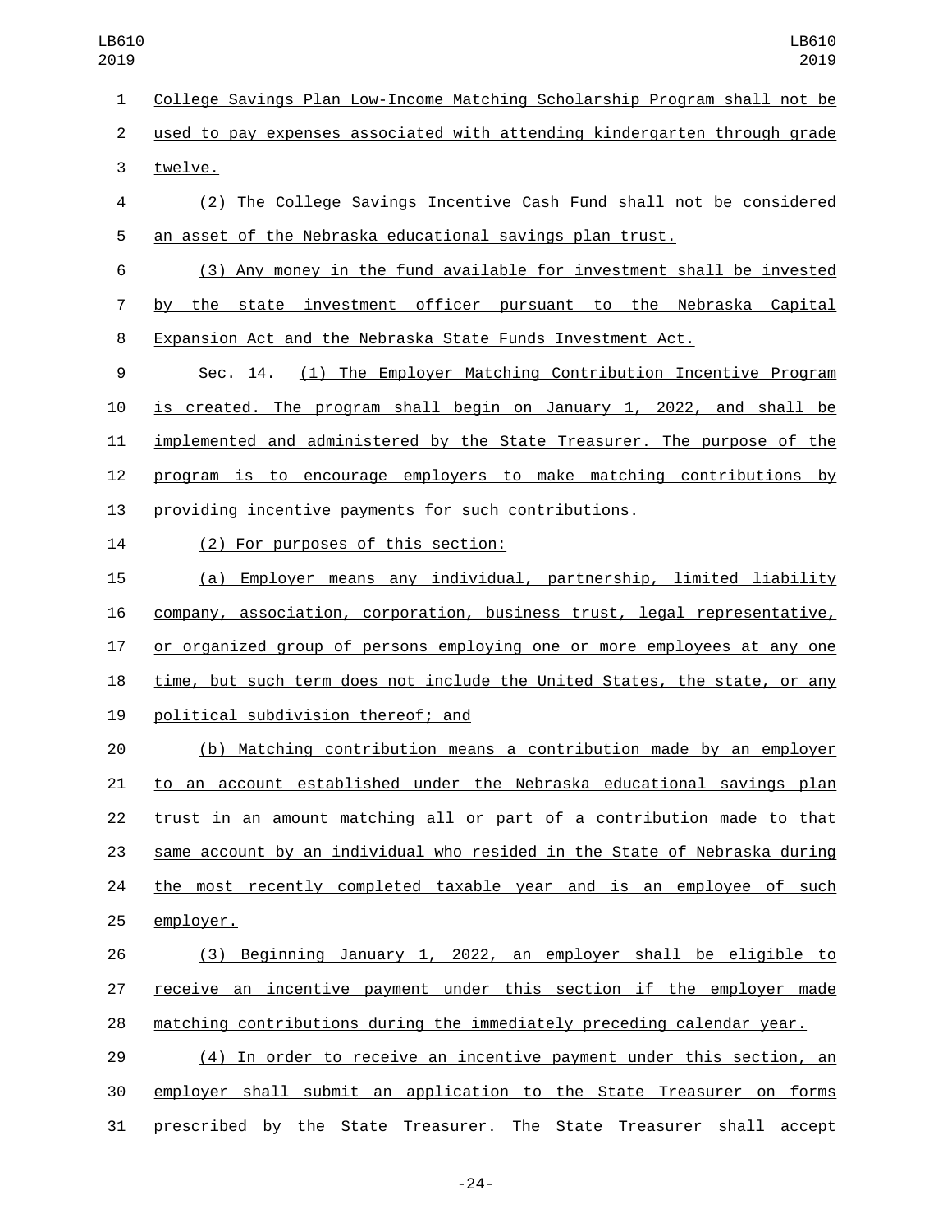College Savings Plan Low-Income Matching Scholarship Program shall not be used to pay expenses associated with attending kindergarten through grade twelve.

(2) The College Savings Incentive Cash Fund shall not be considered an asset of the Nebraska educational savings plan trust.

(3) Any money in the fund available for investment shall be invested by the state investment officer pursuant to the Nebraska Capital Expansion Act and the Nebraska State Funds Investment Act.

Sec. 14. (1) The Employer Matching Contribution Incentive Program is created. The program shall begin on January 1, 2022, and shall be implemented and administered by the State Treasurer. The purpose of the program is to encourage employers to make matching contributions by providing incentive payments for such contributions.

(2) For purposes of this section:

(a) Employer means any individual, partnership, limited liability company, association, corporation, business trust, legal representative, or organized group of persons employing one or more employees at any one time, but such term does not include the United States, the state, or any political subdivision thereof; and

(b) Matching contribution means a contribution made by an employer to an account established under the Nebraska educational savings plan trust in an amount matching all or part of a contribution made to that same account by an individual who resided in the State of Nebraska during the most recently completed taxable year and is an employee of such employer.

(3) Beginning January 1, 2022, an employer shall be eligible to receive an incentive payment under this section if the employer made matching contributions during the immediately preceding calendar year.

(4) In order to receive an incentive payment under this section, an employer shall submit an application to the State Treasurer on forms prescribed by the State Treasurer. The State Treasurer shall accept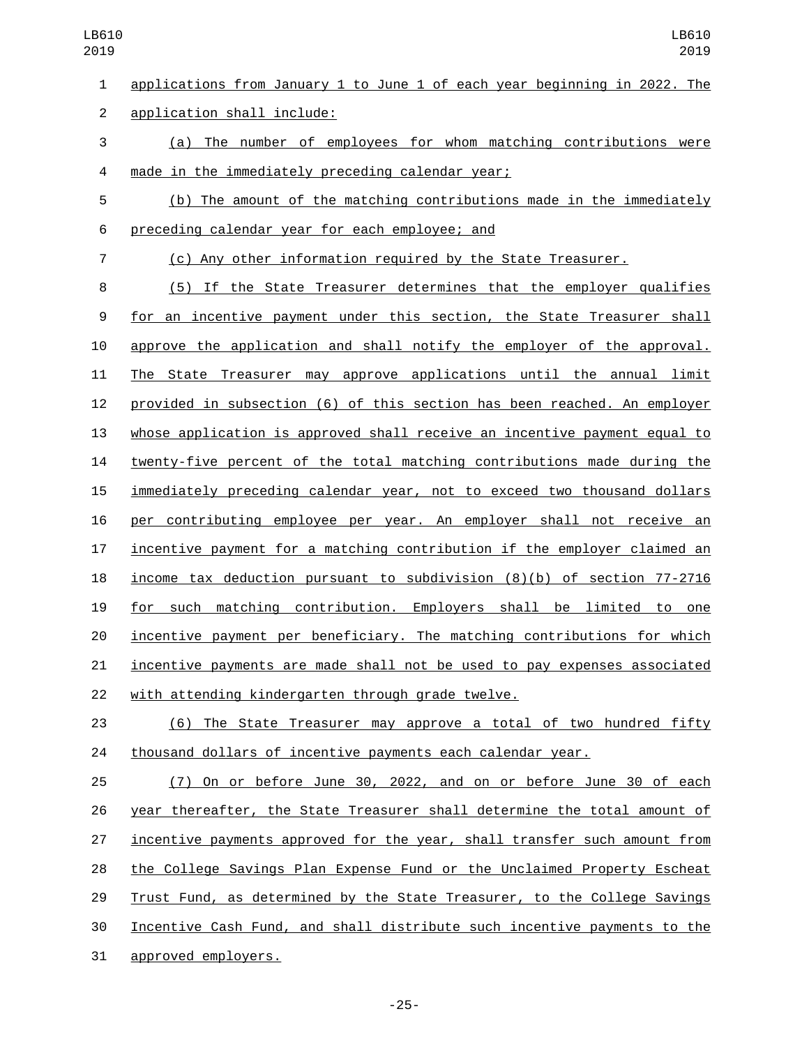applications from January 1 to June 1 of each year beginning in 2022. The application shall include:

(a) The number of employees for whom matching contributions were made in the immediately preceding calendar year;

(b) The amount of the matching contributions made in the immediately preceding calendar year for each employee; and

(c) Any other information required by the State Treasurer.

(5) If the State Treasurer determines that the employer qualifies for an incentive payment under this section, the State Treasurer shall approve the application and shall notify the employer of the approval. The State Treasurer may approve applications until the annual limit provided in subsection (6) of this section has been reached. An employer whose application is approved shall receive an incentive payment equal to twenty-five percent of the total matching contributions made during the immediately preceding calendar year, not to exceed two thousand dollars per contributing employee per year. An employer shall not receive an incentive payment for a matching contribution if the employer claimed an income tax deduction pursuant to subdivision (8)(b) of section 77-2716 for such matching contribution. Employers shall be limited to one incentive payment per beneficiary. The matching contributions for which incentive payments are made shall not be used to pay expenses associated with attending kindergarten through grade twelve.

(6) The State Treasurer may approve a total of two hundred fifty thousand dollars of incentive payments each calendar year.

(7) On or before June 30, 2022, and on or before June 30 of each year thereafter, the State Treasurer shall determine the total amount of incentive payments approved for the year, shall transfer such amount from the College Savings Plan Expense Fund or the Unclaimed Property Escheat Trust Fund, as determined by the State Treasurer, to the College Savings Incentive Cash Fund, and shall distribute such incentive payments to the approved employers.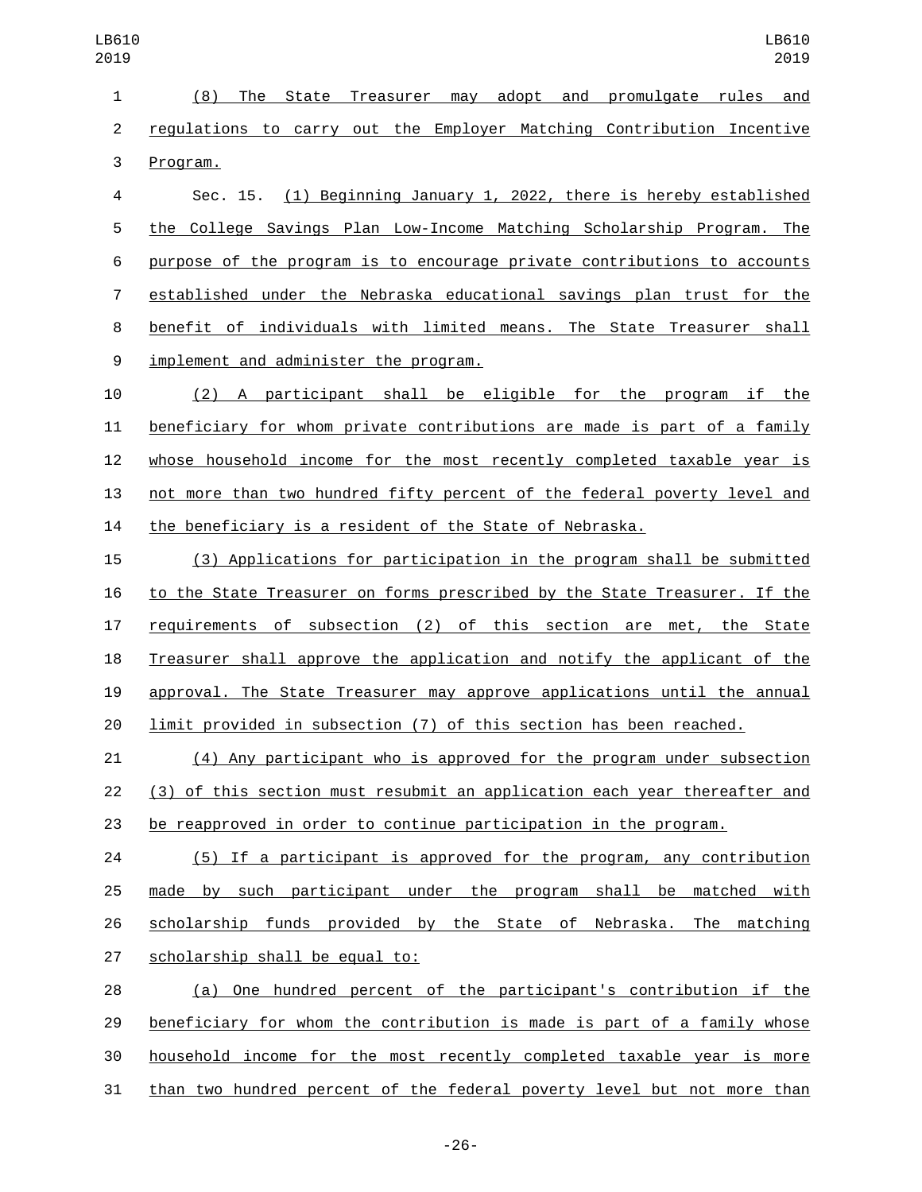(8) The State Treasurer may adopt and promulgate rules and regulations to carry out the Employer Matching Contribution Incentive Program.

Sec. 15. (1) Beginning January 1, 2022, there is hereby established the College Savings Plan Low-Income Matching Scholarship Program. The purpose of the program is to encourage private contributions to accounts established under the Nebraska educational savings plan trust for the benefit of individuals with limited means. The State Treasurer shall implement and administer the program.

(2) A participant shall be eligible for the program if the beneficiary for whom private contributions are made is part of a family whose household income for the most recently completed taxable year is not more than two hundred fifty percent of the federal poverty level and the beneficiary is a resident of the State of Nebraska.

(3) Applications for participation in the program shall be submitted to the State Treasurer on forms prescribed by the State Treasurer. If the requirements of subsection (2) of this section are met, the State Treasurer shall approve the application and notify the applicant of the approval. The State Treasurer may approve applications until the annual limit provided in subsection (7) of this section has been reached.

(4) Any participant who is approved for the program under subsection (3) of this section must resubmit an application each year thereafter and be reapproved in order to continue participation in the program.

(5) If a participant is approved for the program, any contribution made by such participant under the program shall be matched with scholarship funds provided by the State of Nebraska. The matching scholarship shall be equal to:

(a) One hundred percent of the participant's contribution if the beneficiary for whom the contribution is made is part of a family whose household income for the most recently completed taxable year is more than two hundred percent of the federal poverty level but not more than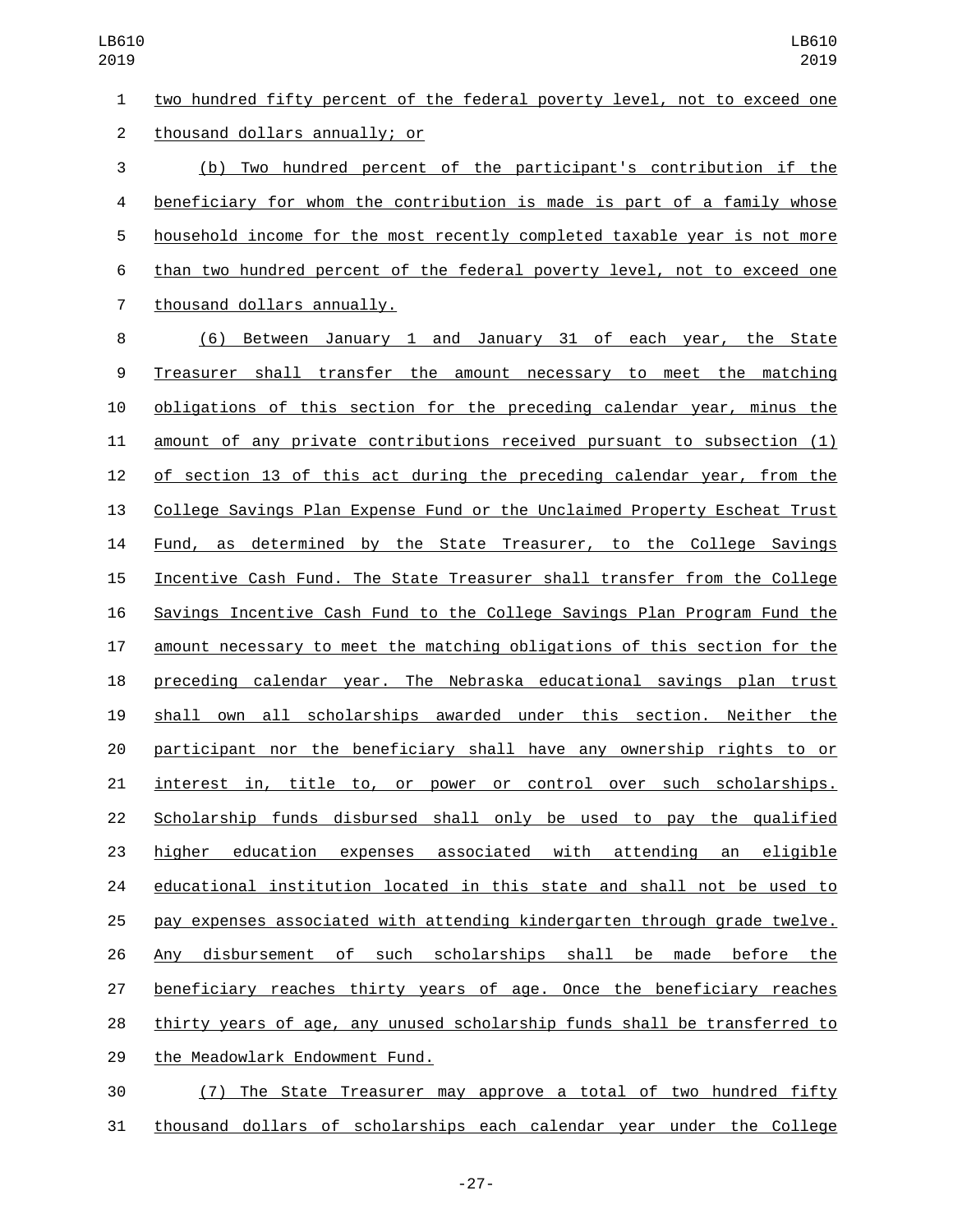two hundred fifty percent of the federal poverty level, not to exceed one thousand dollars annually; or

(b) Two hundred percent of the participant's contribution if the beneficiary for whom the contribution is made is part of a family whose household income for the most recently completed taxable year is not more than two hundred percent of the federal poverty level, not to exceed one thousand dollars annually.

(6) Between January 1 and January 31 of each year, the State Treasurer shall transfer the amount necessary to meet the matching obligations of this section for the preceding calendar year, minus the amount of any private contributions received pursuant to subsection (1) of section 13 of this act during the preceding calendar year, from the College Savings Plan Expense Fund or the Unclaimed Property Escheat Trust Fund, as determined by the State Treasurer, to the College Savings Incentive Cash Fund. The State Treasurer shall transfer from the College Savings Incentive Cash Fund to the College Savings Plan Program Fund the amount necessary to meet the matching obligations of this section for the preceding calendar year. The Nebraska educational savings plan trust shall own all scholarships awarded under this section. Neither the participant nor the beneficiary shall have any ownership rights to or interest in, title to, or power or control over such scholarships. Scholarship funds disbursed shall only be used to pay the qualified higher education expenses associated with attending an eligible educational institution located in this state and shall not be used to pay expenses associated with attending kindergarten through grade twelve. Any disbursement of such scholarships shall be made before the beneficiary reaches thirty years of age. Once the beneficiary reaches thirty years of age, any unused scholarship funds shall be transferred to the Meadowlark Endowment Fund.

(7) The State Treasurer may approve a total of two hundred fifty thousand dollars of scholarships each calendar year under the College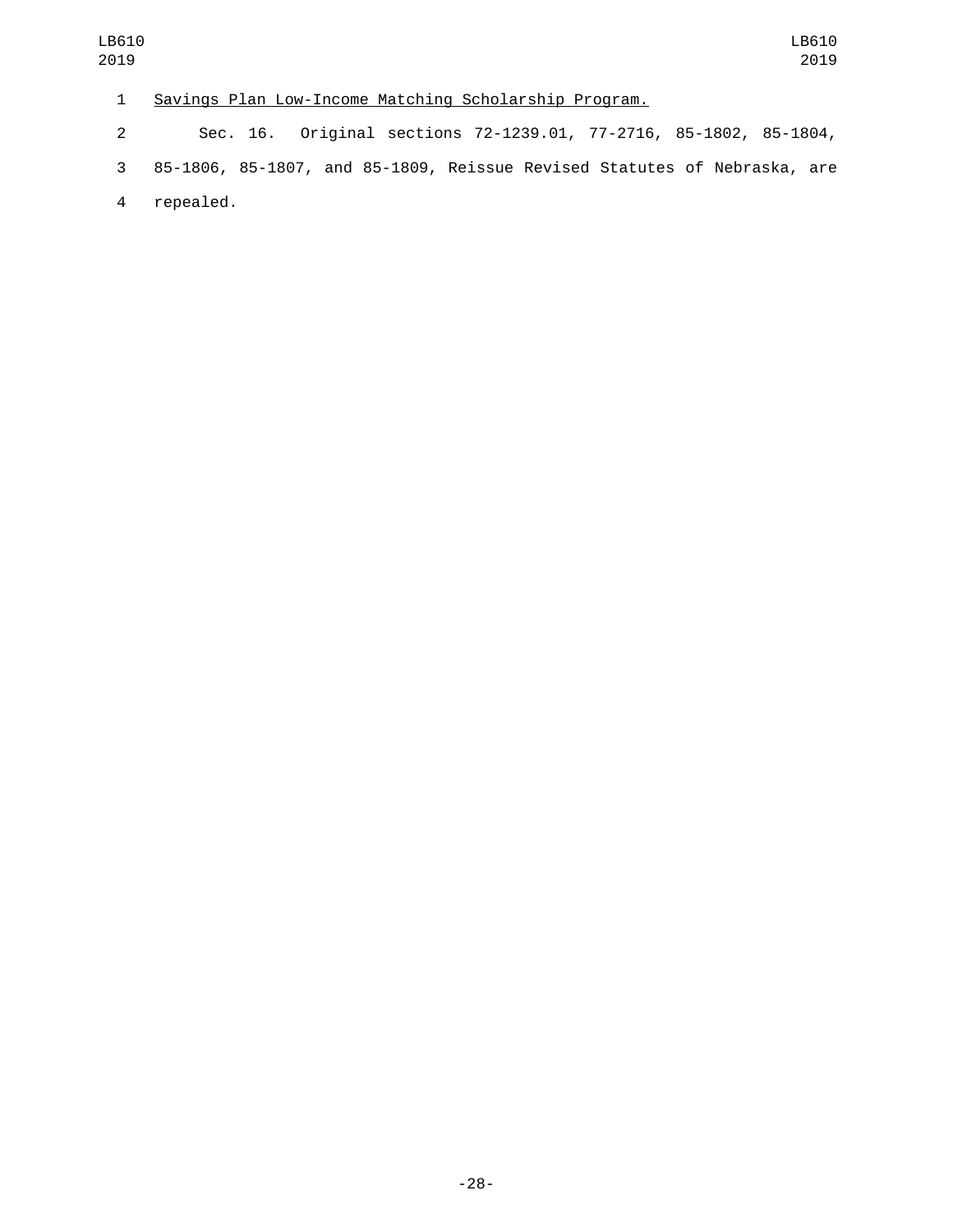Savings Plan Low-Income Matching Scholarship Program.

Sec. 16. Original sections 72-1239.01, 77-2716, 85-1802, 85-1804, 85-1806, 85-1807, and 85-1809, Reissue Revised Statutes of Nebraska, are repealed.